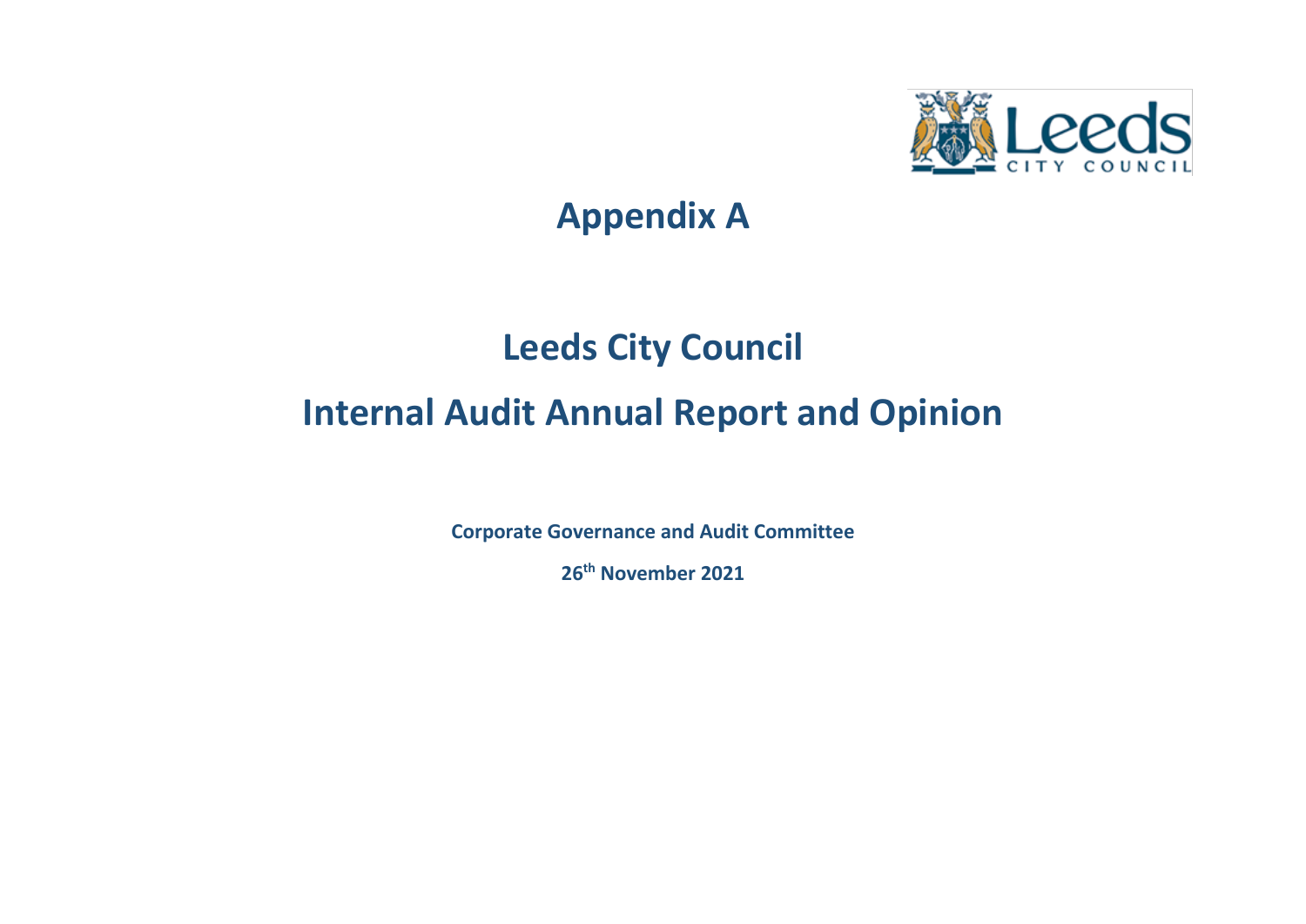# Appendix A

# Leeds City Council

# Internal Audit Annual Report and Opinion

**Corporate Governance and Audit Committee**

**26th November 2021**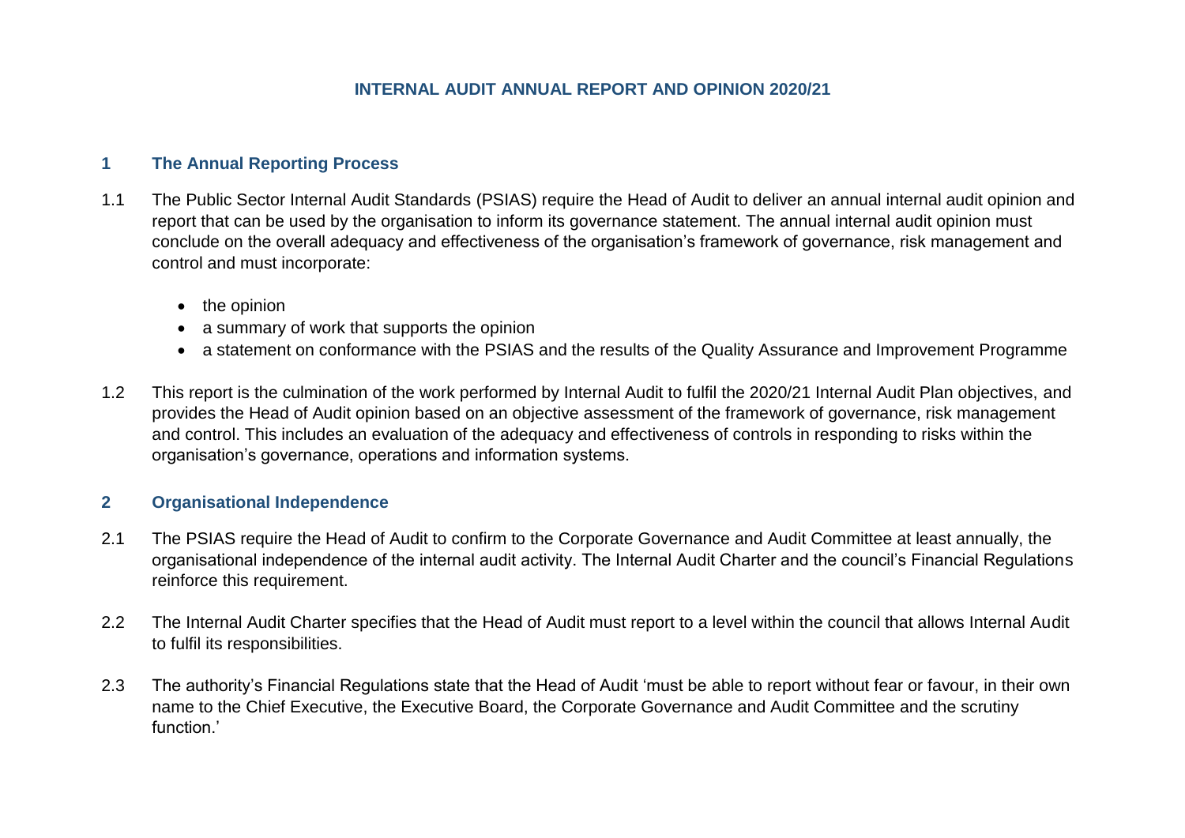# INTERNAL AUDIT ANNUAL REPORT AND OPINION 2020/21

## 1 The Annual Reporting Process

1.1 The Public Sector Internal Audit Standards (PSIAS) require the Head of Audit to deliver an annual internal audit opinion and report that can be used by the organisation to inform its governance statement. The annual internal audit opinion must conclude on the overall adequacy and effectiveness of the organisation's framework of governance, risk management and control and must incorporate:

- the opinion
- a summary of work that supports the opinion
- a statement on conformance with the PSIAS and the results of the Quality Assurance and Improvement Programme

1.2 This report is the culmination of the work performed by Internal Audit to fulfil the 2020/21 Internal Audit Plan objectives, and provides the Head of Audit opinion based on an objective assessment of the framework of governance, risk management and control. This includes an evaluation of the adequacy and effectiveness of controls in responding to risks within the organisation's governance, operations and information systems.

## 2 Organisational Independence

2.1 The PSIAS require the Head of Audit to confirm to the Corporate Governance and Audit Committee at least annually, the organisational independence of the internal audit activity. The Internal Audit Charter and the council's Financial Regulations reinforce this requirement.

2.2 The Internal Audit Charter specifies that the Head of Audit must report to a level within the council that allows Internal Audit to fulfil its responsibilities.

2.3 The authority's Financial Regulations state that the Head of Audit 'must be able to report without fear or favour, in their own name to the Chief Executive, the Executive Board, the Corporate Governance and Audit Committee and the scrutiny function.'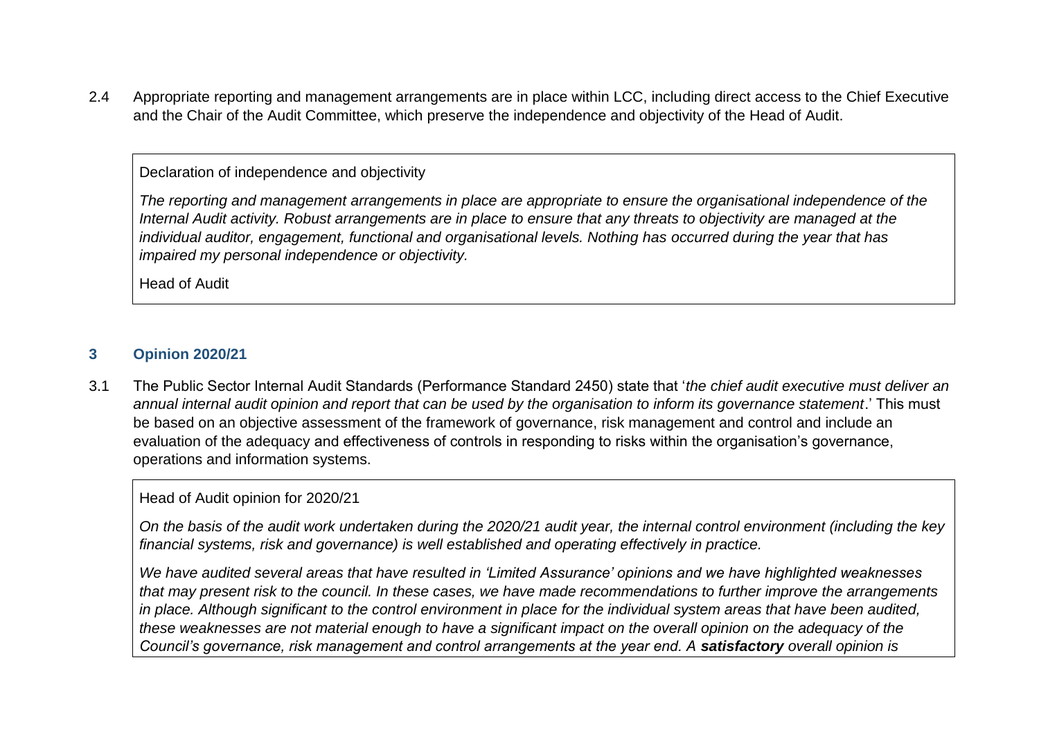2.4 Appropriate reporting and management arrangements are in place within LCC, including direct access to the Chief Executive and the Chair of the Audit Committee, which preserve the independence and objectivity of the Head of Audit.

> Declaration of independence and objectivity
>
> *The reporting and management arrangements in place are appropriate to ensure the organisational independence of the Internal Audit activity. Robust arrangements are in place to ensure that any threats to objectivity are managed at the individual auditor, engagement, functional and organisational levels. Nothing has occurred during the year that has impaired my personal independence or objectivity.*
>
> Head of Audit

## 3 Opinion 2020/21

3.1 The Public Sector Internal Audit Standards (Performance Standard 2450) state that '*the chief audit executive must deliver an annual internal audit opinion and report that can be used by the organisation to inform its governance statement*.' This must be based on an objective assessment of the framework of governance, risk management and control and include an evaluation of the adequacy and effectiveness of controls in responding to risks within the organisation's governance, operations and information systems.

> Head of Audit opinion for 2020/21
>
> *On the basis of the audit work undertaken during the 2020/21 audit year, the internal control environment (including the key financial systems, risk and governance) is well established and operating effectively in practice.*
>
> *We have audited several areas that have resulted in 'Limited Assurance' opinions and we have highlighted weaknesses that may present risk to the council. In these cases, we have made recommendations to further improve the arrangements in place. Although significant to the control environment in place for the individual system areas that have been audited, these weaknesses are not material enough to have a significant impact on the overall opinion on the adequacy of the Council's governance, risk management and control arrangements at the year end. A **satisfactory** overall opinion is*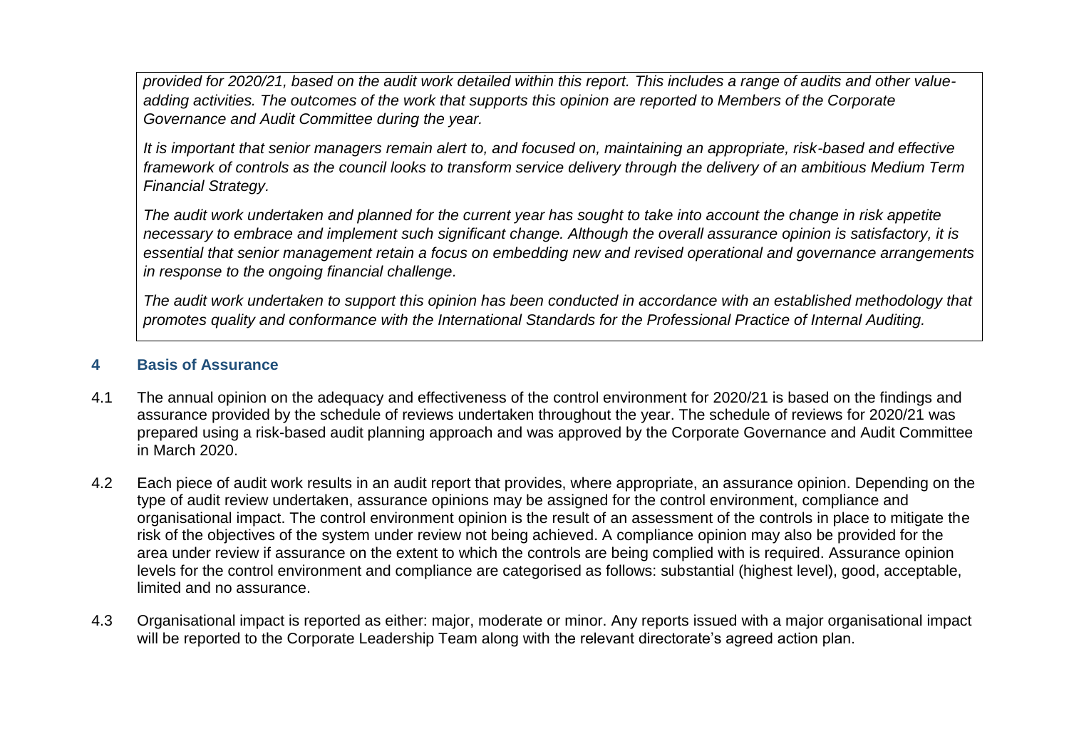*provided for 2020/21, based on the audit work detailed within this report. This includes a range of audits and other value-adding activities. The outcomes of the work that supports this opinion are reported to Members of the Corporate Governance and Audit Committee during the year.*

*It is important that senior managers remain alert to, and focused on, maintaining an appropriate, risk-based and effective framework of controls as the council looks to transform service delivery through the delivery of an ambitious Medium Term Financial Strategy.*

*The audit work undertaken and planned for the current year has sought to take into account the change in risk appetite necessary to embrace and implement such significant change. Although the overall assurance opinion is satisfactory, it is essential that senior management retain a focus on embedding new and revised operational and governance arrangements in response to the ongoing financial challenge.*

*The audit work undertaken to support this opinion has been conducted in accordance with an established methodology that promotes quality and conformance with the International Standards for the Professional Practice of Internal Auditing.*

## 4 Basis of Assurance

4.1 The annual opinion on the adequacy and effectiveness of the control environment for 2020/21 is based on the findings and assurance provided by the schedule of reviews undertaken throughout the year. The schedule of reviews for 2020/21 was prepared using a risk-based audit planning approach and was approved by the Corporate Governance and Audit Committee in March 2020.

4.2 Each piece of audit work results in an audit report that provides, where appropriate, an assurance opinion. Depending on the type of audit review undertaken, assurance opinions may be assigned for the control environment, compliance and organisational impact. The control environment opinion is the result of an assessment of the controls in place to mitigate the risk of the objectives of the system under review not being achieved. A compliance opinion may also be provided for the area under review if assurance on the extent to which the controls are being complied with is required. Assurance opinion levels for the control environment and compliance are categorised as follows: substantial (highest level), good, acceptable, limited and no assurance.

4.3 Organisational impact is reported as either: major, moderate or minor. Any reports issued with a major organisational impact will be reported to the Corporate Leadership Team along with the relevant directorate's agreed action plan.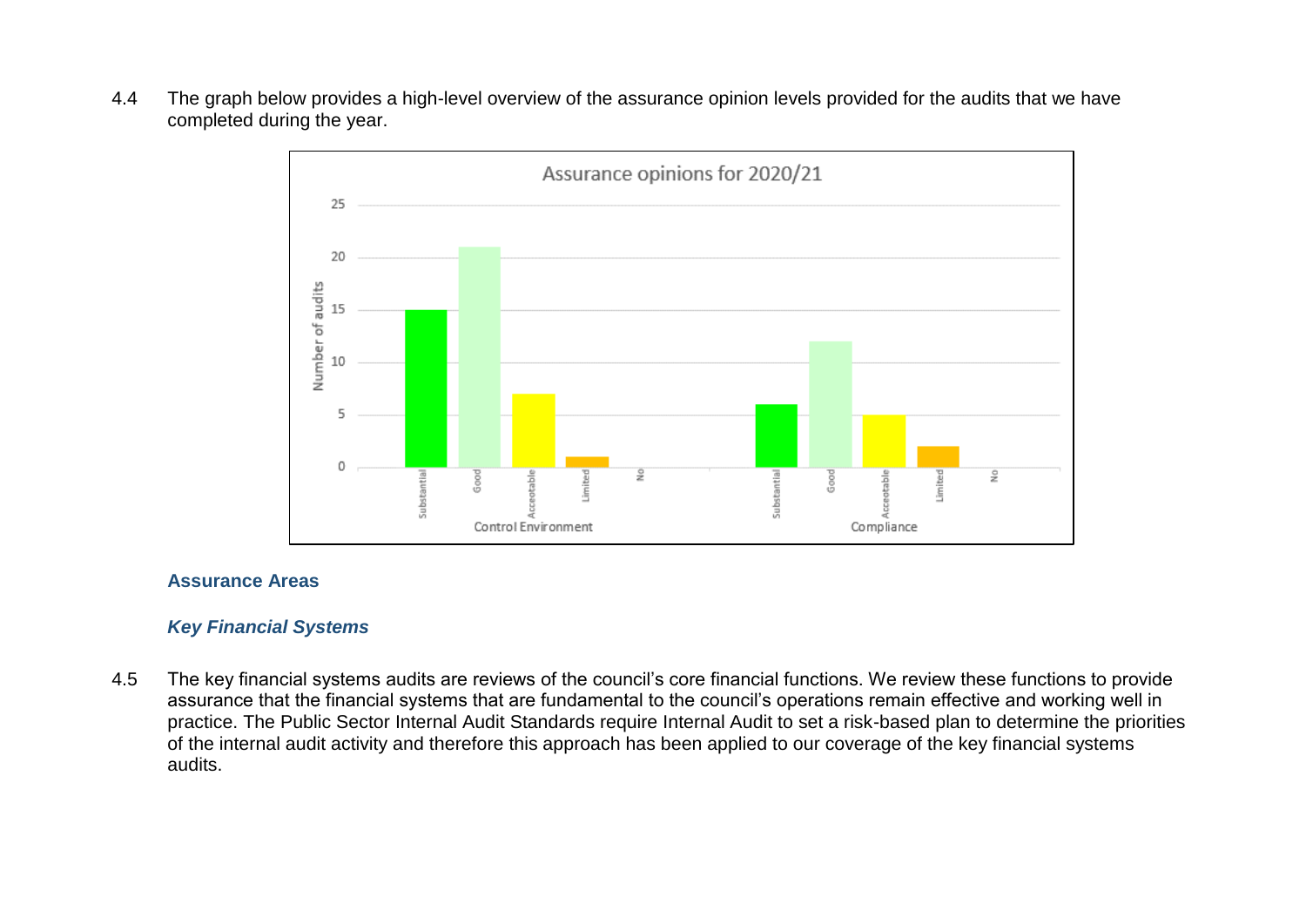4.4 The graph below provides a high-level overview of the assurance opinion levels provided for the audits that we have completed during the year.

**Assurance opinions for 2020/21**

| Number of audits | Substantial | Good | Acceptable | Limited | No |
|---|---|---|---|---|---|
| Control Environment | 15 | 21 | 7 | 1 | 0 |
| Compliance | 6 | 12 | 5 | 2 | 0 |

### Assurance Areas

#### *Key Financial Systems*

4.5 The key financial systems audits are reviews of the council's core financial functions. We review these functions to provide assurance that the financial systems that are fundamental to the council's operations remain effective and working well in practice. The Public Sector Internal Audit Standards require Internal Audit to set a risk-based plan to determine the priorities of the internal audit activity and therefore this approach has been applied to our coverage of the key financial systems audits.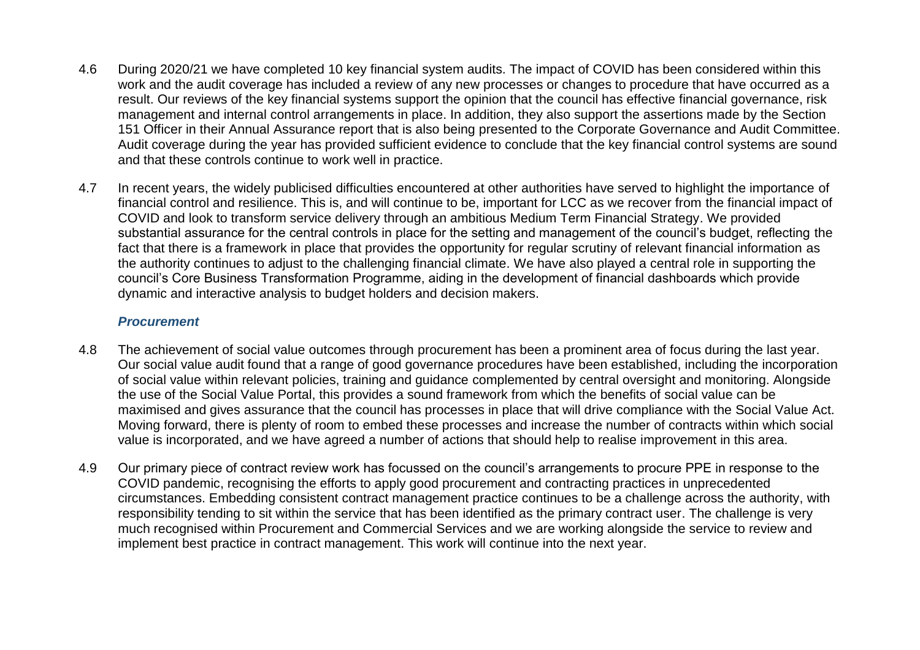4.6 During 2020/21 we have completed 10 key financial system audits. The impact of COVID has been considered within this work and the audit coverage has included a review of any new processes or changes to procedure that have occurred as a result. Our reviews of the key financial systems support the opinion that the council has effective financial governance, risk management and internal control arrangements in place. In addition, they also support the assertions made by the Section 151 Officer in their Annual Assurance report that is also being presented to the Corporate Governance and Audit Committee. Audit coverage during the year has provided sufficient evidence to conclude that the key financial control systems are sound and that these controls continue to work well in practice.

4.7 In recent years, the widely publicised difficulties encountered at other authorities have served to highlight the importance of financial control and resilience. This is, and will continue to be, important for LCC as we recover from the financial impact of COVID and look to transform service delivery through an ambitious Medium Term Financial Strategy. We provided substantial assurance for the central controls in place for the setting and management of the council's budget, reflecting the fact that there is a framework in place that provides the opportunity for regular scrutiny of relevant financial information as the authority continues to adjust to the challenging financial climate. We have also played a central role in supporting the council's Core Business Transformation Programme, aiding in the development of financial dashboards which provide dynamic and interactive analysis to budget holders and decision makers.

### *Procurement*

4.8 The achievement of social value outcomes through procurement has been a prominent area of focus during the last year. Our social value audit found that a range of good governance procedures have been established, including the incorporation of social value within relevant policies, training and guidance complemented by central oversight and monitoring. Alongside the use of the Social Value Portal, this provides a sound framework from which the benefits of social value can be maximised and gives assurance that the council has processes in place that will drive compliance with the Social Value Act. Moving forward, there is plenty of room to embed these processes and increase the number of contracts within which social value is incorporated, and we have agreed a number of actions that should help to realise improvement in this area.

4.9 Our primary piece of contract review work has focussed on the council's arrangements to procure PPE in response to the COVID pandemic, recognising the efforts to apply good procurement and contracting practices in unprecedented circumstances. Embedding consistent contract management practice continues to be a challenge across the authority, with responsibility tending to sit within the service that has been identified as the primary contract user. The challenge is very much recognised within Procurement and Commercial Services and we are working alongside the service to review and implement best practice in contract management. This work will continue into the next year.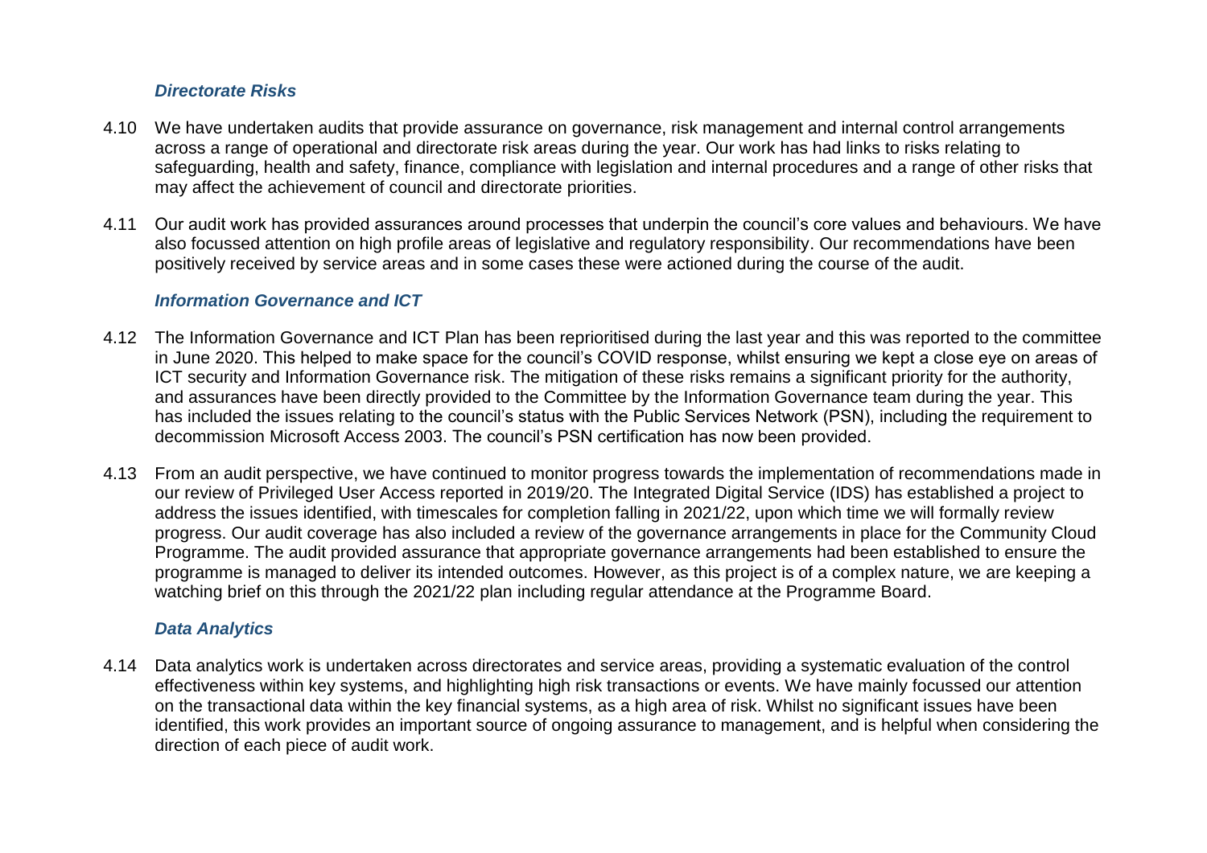### *Directorate Risks*

4.10 We have undertaken audits that provide assurance on governance, risk management and internal control arrangements across a range of operational and directorate risk areas during the year. Our work has had links to risks relating to safeguarding, health and safety, finance, compliance with legislation and internal procedures and a range of other risks that may affect the achievement of council and directorate priorities.

4.11 Our audit work has provided assurances around processes that underpin the council's core values and behaviours. We have also focussed attention on high profile areas of legislative and regulatory responsibility. Our recommendations have been positively received by service areas and in some cases these were actioned during the course of the audit.

### *Information Governance and ICT*

4.12 The Information Governance and ICT Plan has been reprioritised during the last year and this was reported to the committee in June 2020. This helped to make space for the council's COVID response, whilst ensuring we kept a close eye on areas of ICT security and Information Governance risk. The mitigation of these risks remains a significant priority for the authority, and assurances have been directly provided to the Committee by the Information Governance team during the year. This has included the issues relating to the council's status with the Public Services Network (PSN), including the requirement to decommission Microsoft Access 2003. The council's PSN certification has now been provided.

4.13 From an audit perspective, we have continued to monitor progress towards the implementation of recommendations made in our review of Privileged User Access reported in 2019/20. The Integrated Digital Service (IDS) has established a project to address the issues identified, with timescales for completion falling in 2021/22, upon which time we will formally review progress. Our audit coverage has also included a review of the governance arrangements in place for the Community Cloud Programme. The audit provided assurance that appropriate governance arrangements had been established to ensure the programme is managed to deliver its intended outcomes. However, as this project is of a complex nature, we are keeping a watching brief on this through the 2021/22 plan including regular attendance at the Programme Board.

### *Data Analytics*

4.14 Data analytics work is undertaken across directorates and service areas, providing a systematic evaluation of the control effectiveness within key systems, and highlighting high risk transactions or events. We have mainly focussed our attention on the transactional data within the key financial systems, as a high area of risk. Whilst no significant issues have been identified, this work provides an important source of ongoing assurance to management, and is helpful when considering the direction of each piece of audit work.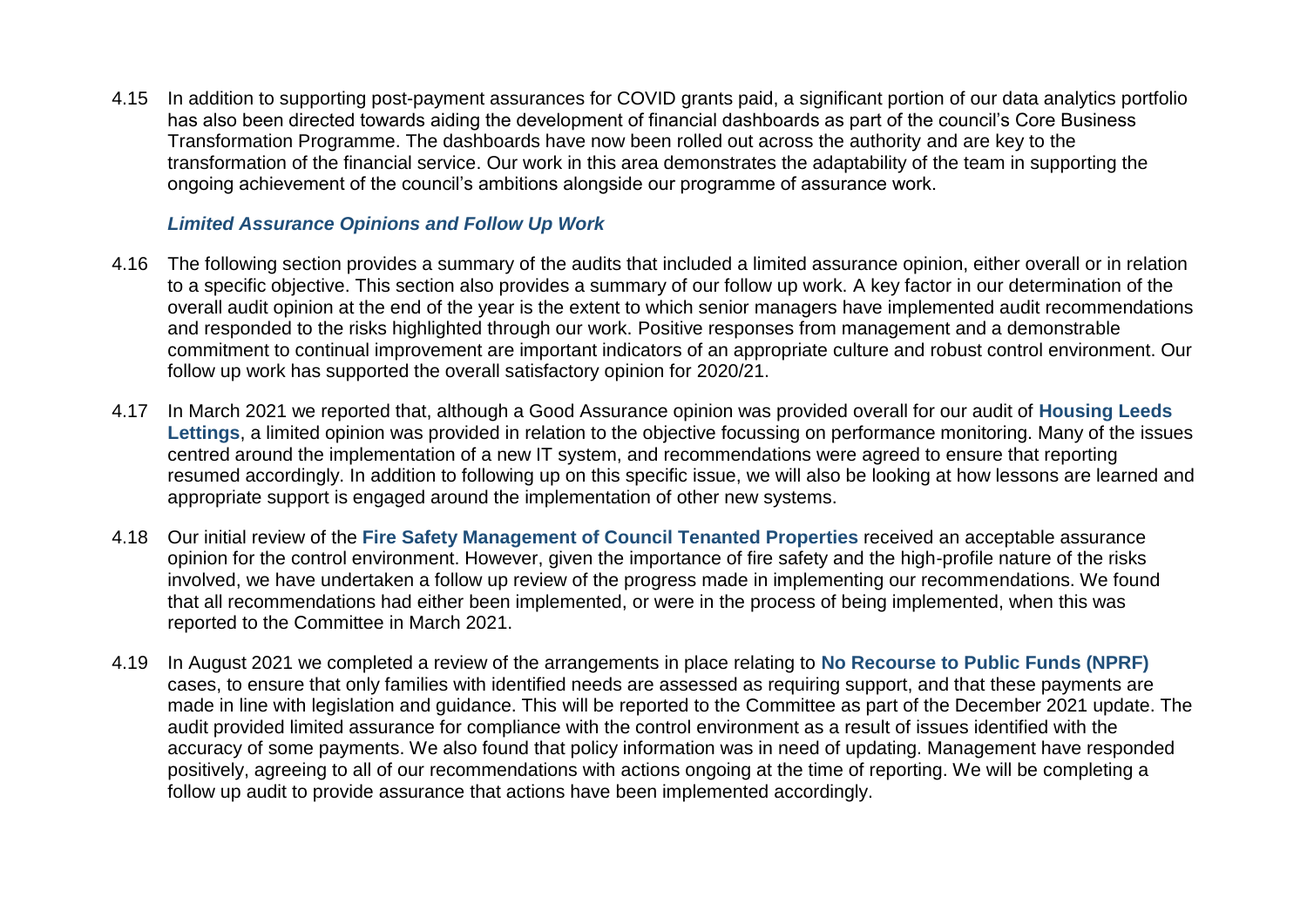4.15 In addition to supporting post-payment assurances for COVID grants paid, a significant portion of our data analytics portfolio has also been directed towards aiding the development of financial dashboards as part of the council's Core Business Transformation Programme. The dashboards have now been rolled out across the authority and are key to the transformation of the financial service. Our work in this area demonstrates the adaptability of the team in supporting the ongoing achievement of the council's ambitions alongside our programme of assurance work.

### *Limited Assurance Opinions and Follow Up Work*

4.16 The following section provides a summary of the audits that included a limited assurance opinion, either overall or in relation to a specific objective. This section also provides a summary of our follow up work. A key factor in our determination of the overall audit opinion at the end of the year is the extent to which senior managers have implemented audit recommendations and responded to the risks highlighted through our work. Positive responses from management and a demonstrable commitment to continual improvement are important indicators of an appropriate culture and robust control environment. Our follow up work has supported the overall satisfactory opinion for 2020/21.

4.17 In March 2021 we reported that, although a Good Assurance opinion was provided overall for our audit of **Housing Leeds Lettings**, a limited opinion was provided in relation to the objective focussing on performance monitoring. Many of the issues centred around the implementation of a new IT system, and recommendations were agreed to ensure that reporting resumed accordingly. In addition to following up on this specific issue, we will also be looking at how lessons are learned and appropriate support is engaged around the implementation of other new systems.

4.18 Our initial review of the **Fire Safety Management of Council Tenanted Properties** received an acceptable assurance opinion for the control environment. However, given the importance of fire safety and the high-profile nature of the risks involved, we have undertaken a follow up review of the progress made in implementing our recommendations. We found that all recommendations had either been implemented, or were in the process of being implemented, when this was reported to the Committee in March 2021.

4.19 In August 2021 we completed a review of the arrangements in place relating to **No Recourse to Public Funds (NPRF)** cases, to ensure that only families with identified needs are assessed as requiring support, and that these payments are made in line with legislation and guidance. This will be reported to the Committee as part of the December 2021 update. The audit provided limited assurance for compliance with the control environment as a result of issues identified with the accuracy of some payments. We also found that policy information was in need of updating. Management have responded positively, agreeing to all of our recommendations with actions ongoing at the time of reporting. We will be completing a follow up audit to provide assurance that actions have been implemented accordingly.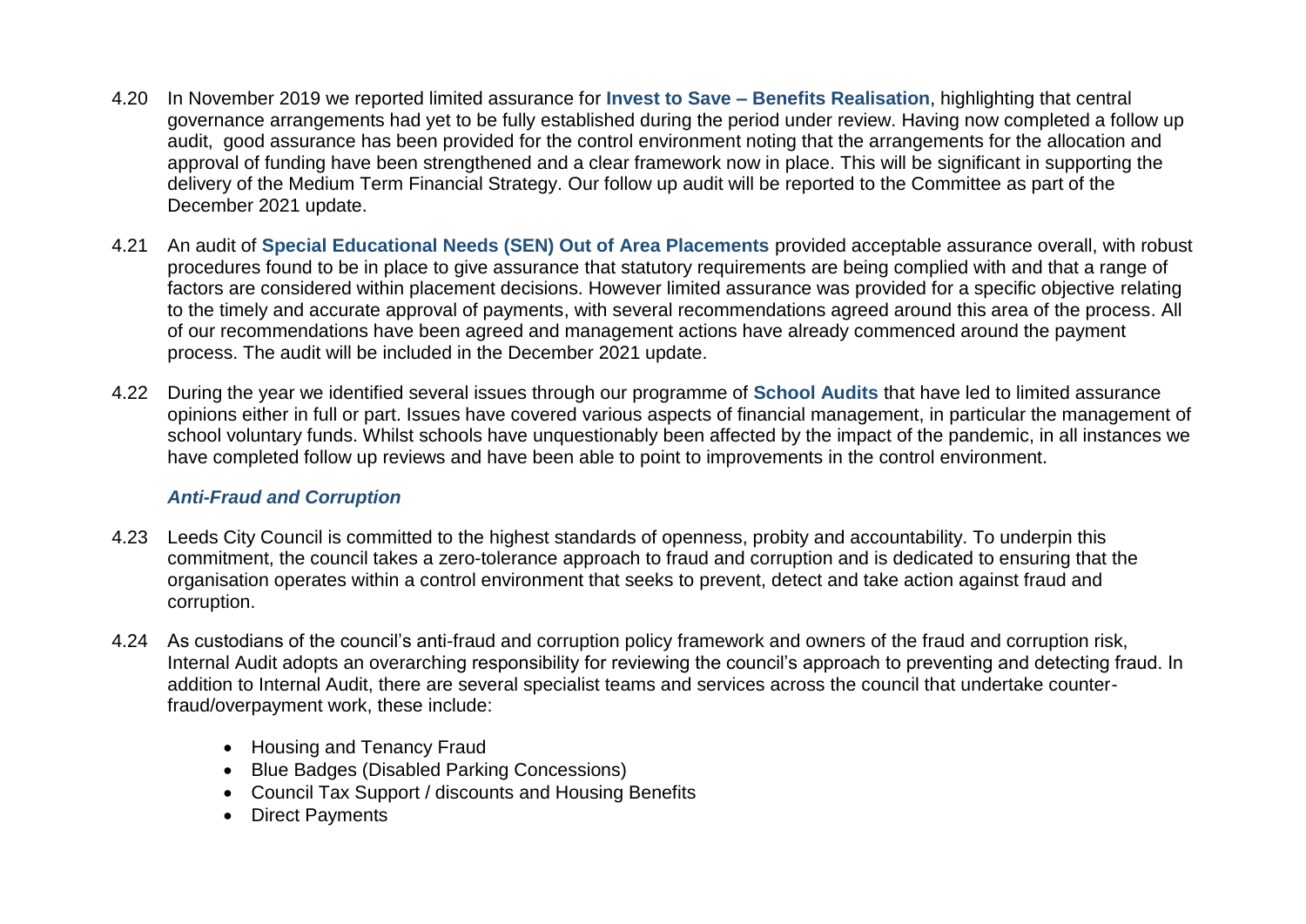4.20 In November 2019 we reported limited assurance for **Invest to Save – Benefits Realisation**, highlighting that central governance arrangements had yet to be fully established during the period under review. Having now completed a follow up audit, good assurance has been provided for the control environment noting that the arrangements for the allocation and approval of funding have been strengthened and a clear framework now in place. This will be significant in supporting the delivery of the Medium Term Financial Strategy. Our follow up audit will be reported to the Committee as part of the December 2021 update.

4.21 An audit of **Special Educational Needs (SEN) Out of Area Placements** provided acceptable assurance overall, with robust procedures found to be in place to give assurance that statutory requirements are being complied with and that a range of factors are considered within placement decisions. However limited assurance was provided for a specific objective relating to the timely and accurate approval of payments, with several recommendations agreed around this area of the process. All of our recommendations have been agreed and management actions have already commenced around the payment process. The audit will be included in the December 2021 update.

4.22 During the year we identified several issues through our programme of **School Audits** that have led to limited assurance opinions either in full or part. Issues have covered various aspects of financial management, in particular the management of school voluntary funds. Whilst schools have unquestionably been affected by the impact of the pandemic, in all instances we have completed follow up reviews and have been able to point to improvements in the control environment.

### *Anti-Fraud and Corruption*

4.23 Leeds City Council is committed to the highest standards of openness, probity and accountability. To underpin this commitment, the council takes a zero-tolerance approach to fraud and corruption and is dedicated to ensuring that the organisation operates within a control environment that seeks to prevent, detect and take action against fraud and corruption.

4.24 As custodians of the council's anti-fraud and corruption policy framework and owners of the fraud and corruption risk, Internal Audit adopts an overarching responsibility for reviewing the council's approach to preventing and detecting fraud. In addition to Internal Audit, there are several specialist teams and services across the council that undertake counter-fraud/overpayment work, these include:

- Housing and Tenancy Fraud
- Blue Badges (Disabled Parking Concessions)
- Council Tax Support / discounts and Housing Benefits
- Direct Payments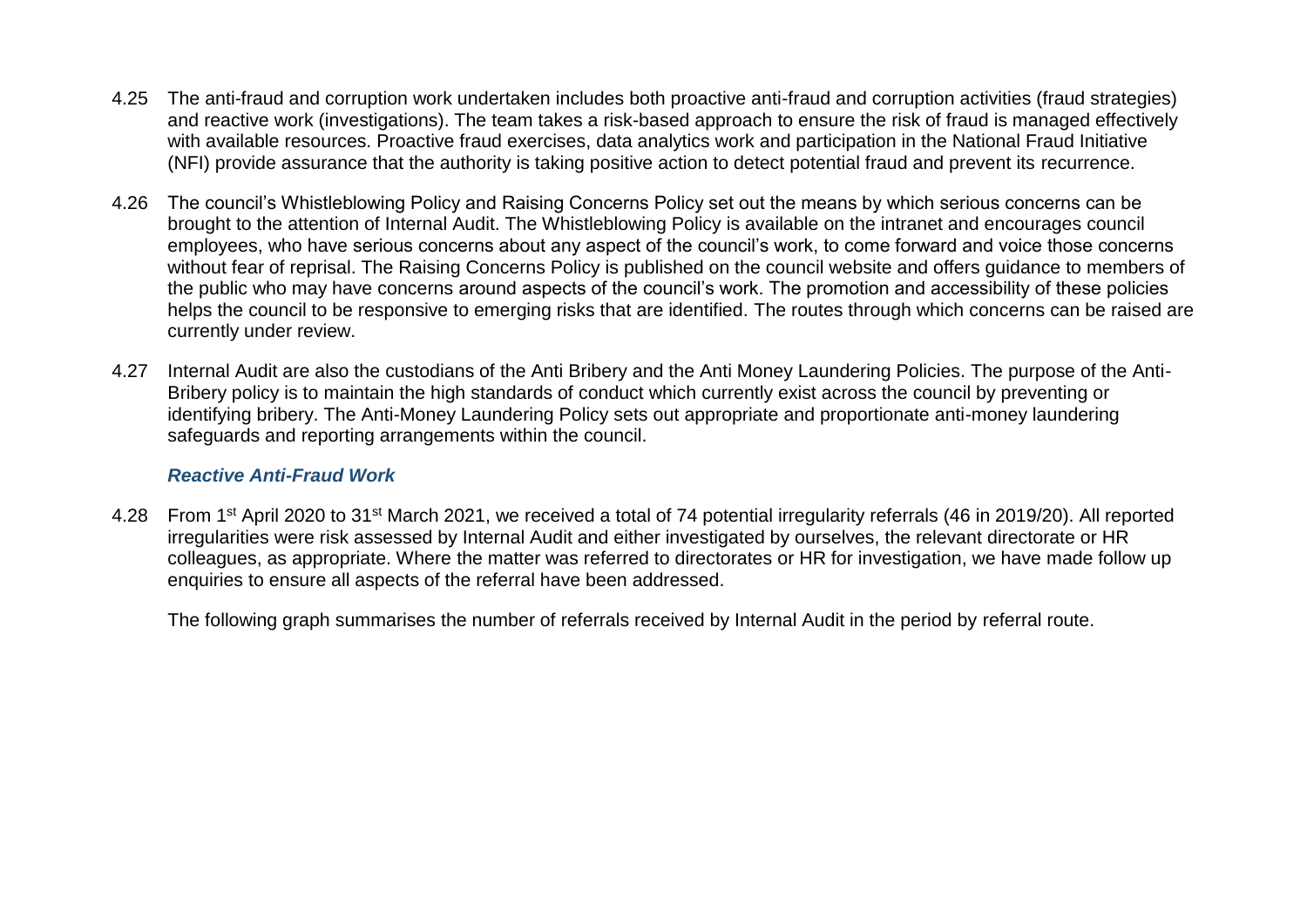4.25 The anti-fraud and corruption work undertaken includes both proactive anti-fraud and corruption activities (fraud strategies) and reactive work (investigations). The team takes a risk-based approach to ensure the risk of fraud is managed effectively with available resources. Proactive fraud exercises, data analytics work and participation in the National Fraud Initiative (NFI) provide assurance that the authority is taking positive action to detect potential fraud and prevent its recurrence.

4.26 The council's Whistleblowing Policy and Raising Concerns Policy set out the means by which serious concerns can be brought to the attention of Internal Audit. The Whistleblowing Policy is available on the intranet and encourages council employees, who have serious concerns about any aspect of the council's work, to come forward and voice those concerns without fear of reprisal. The Raising Concerns Policy is published on the council website and offers guidance to members of the public who may have concerns around aspects of the council's work. The promotion and accessibility of these policies helps the council to be responsive to emerging risks that are identified. The routes through which concerns can be raised are currently under review.

4.27 Internal Audit are also the custodians of the Anti Bribery and the Anti Money Laundering Policies. The purpose of the Anti-Bribery policy is to maintain the high standards of conduct which currently exist across the council by preventing or identifying bribery. The Anti-Money Laundering Policy sets out appropriate and proportionate anti-money laundering safeguards and reporting arrangements within the council.

### *Reactive Anti-Fraud Work*

4.28 From 1st April 2020 to 31st March 2021, we received a total of 74 potential irregularity referrals (46 in 2019/20). All reported irregularities were risk assessed by Internal Audit and either investigated by ourselves, the relevant directorate or HR colleagues, as appropriate. Where the matter was referred to directorates or HR for investigation, we have made follow up enquiries to ensure all aspects of the referral have been addressed.

The following graph summarises the number of referrals received by Internal Audit in the period by referral route.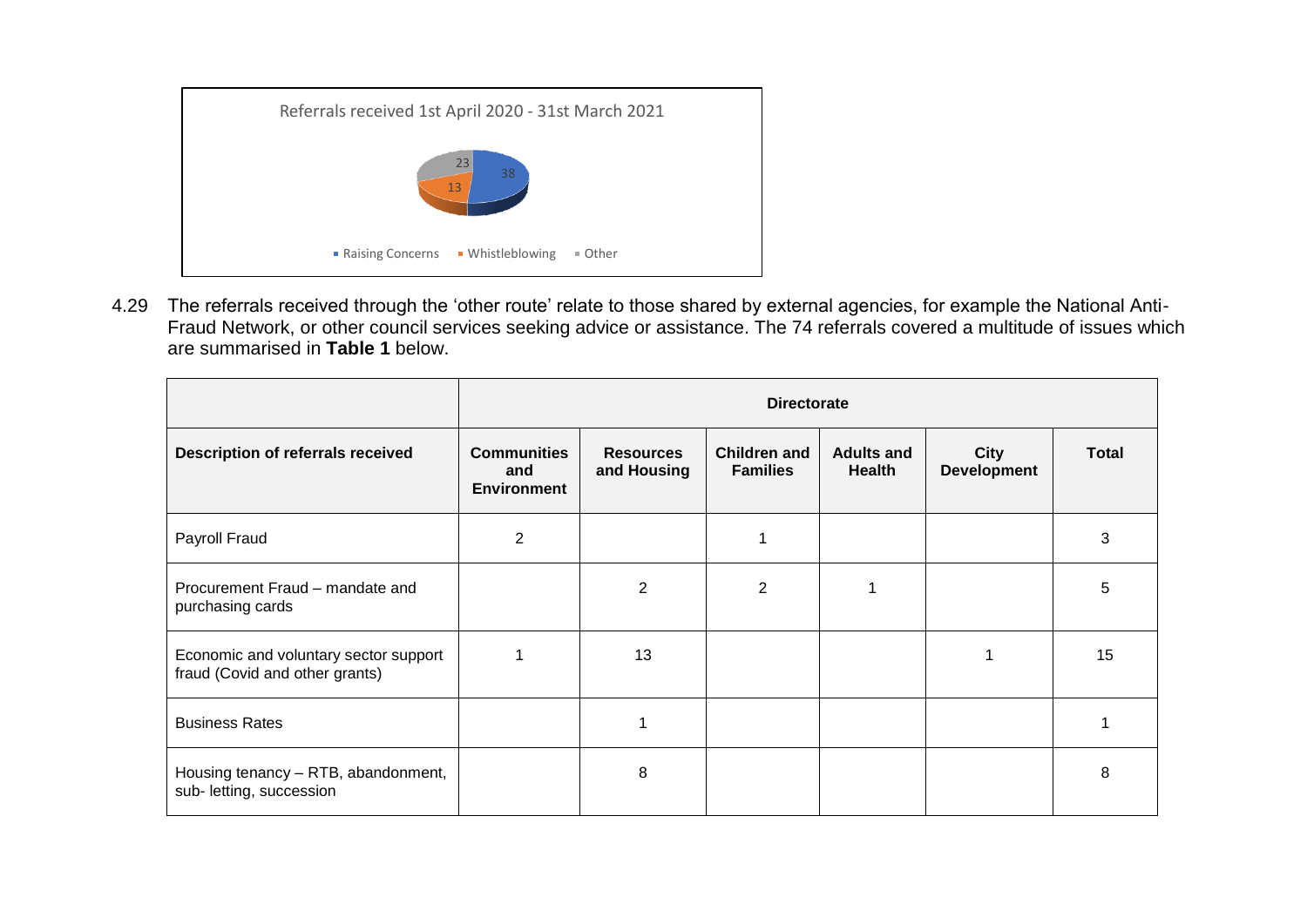Referrals received 1st April 2020 - 31st March 2021

- Raising Concerns: 38
- Whistleblowing: 13
- Other: 23

4.29 The referrals received through the 'other route' relate to those shared by external agencies, for example the National Anti-Fraud Network, or other council services seeking advice or assistance. The 74 referrals covered a multitude of issues which are summarised in **Table 1** below.

| | **Directorate** | | | | | |
|---|---|---|---|---|---|---|
| **Description of referrals received** | **Communities and Environment** | **Resources and Housing** | **Children and Families** | **Adults and Health** | **City Development** | **Total** |
| Payroll Fraud | 2 | | 1 | | | 3 |
| Procurement Fraud – mandate and purchasing cards | | 2 | 2 | 1 | | 5 |
| Economic and voluntary sector support fraud (Covid and other grants) | 1 | 13 | | | 1 | 15 |
| Business Rates | | 1 | | | | 1 |
| Housing tenancy – RTB, abandonment, sub- letting, succession | | 8 | | | | 8 |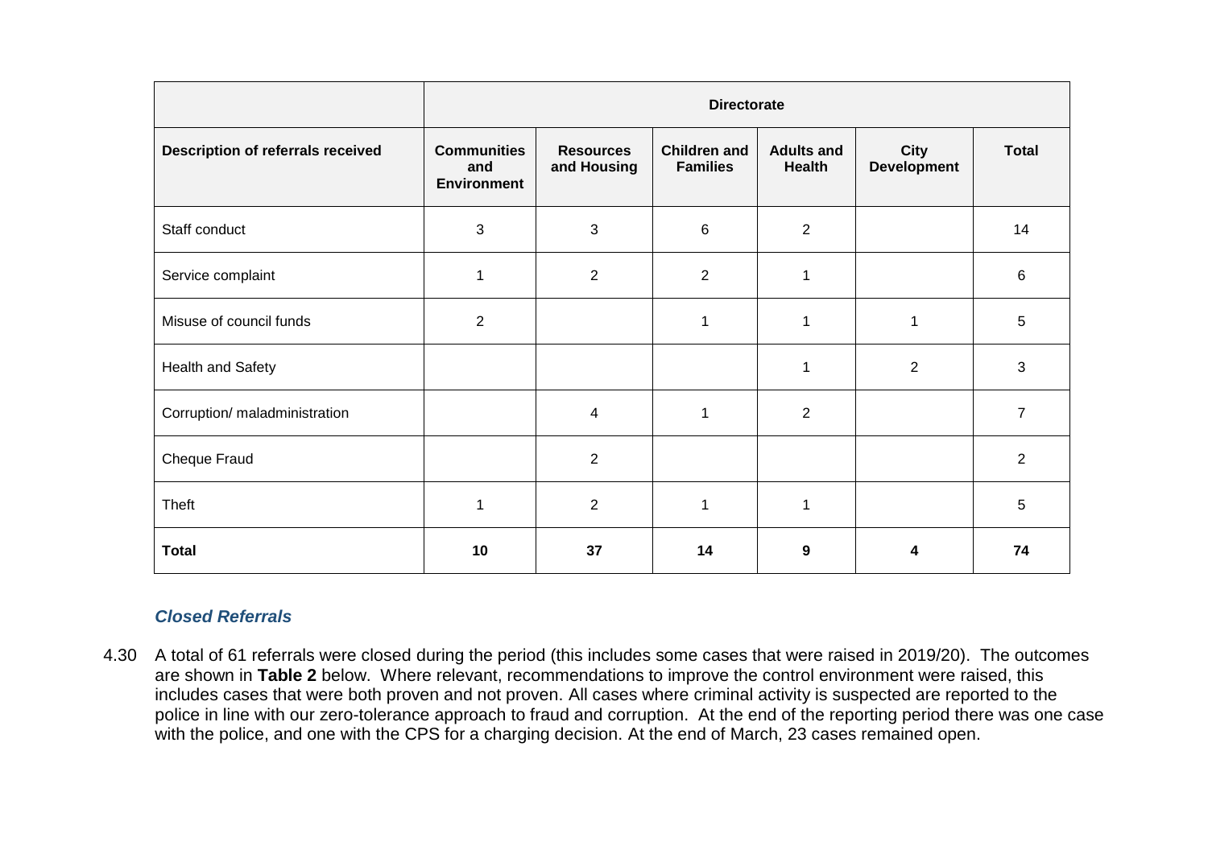| | Directorate | | | | | |
|---|---|---|---|---|---|---|
| **Description of referrals received** | **Communities and Environment** | **Resources and Housing** | **Children and Families** | **Adults and Health** | **City Development** | **Total** |
| Staff conduct | 3 | 3 | 6 | 2 | | 14 |
| Service complaint | 1 | 2 | 2 | 1 | | 6 |
| Misuse of council funds | 2 | | 1 | 1 | 1 | 5 |
| Health and Safety | | | | 1 | 2 | 3 |
| Corruption/ maladministration | | 4 | 1 | 2 | | 7 |
| Cheque Fraud | | 2 | | | | 2 |
| Theft | 1 | 2 | 1 | 1 | | 5 |
| **Total** | **10** | **37** | **14** | **9** | **4** | **74** |

### *Closed Referrals*

4.30 A total of 61 referrals were closed during the period (this includes some cases that were raised in 2019/20). The outcomes are shown in **Table 2** below. Where relevant, recommendations to improve the control environment were raised, this includes cases that were both proven and not proven. All cases where criminal activity is suspected are reported to the police in line with our zero-tolerance approach to fraud and corruption. At the end of the reporting period there was one case with the police, and one with the CPS for a charging decision. At the end of March, 23 cases remained open.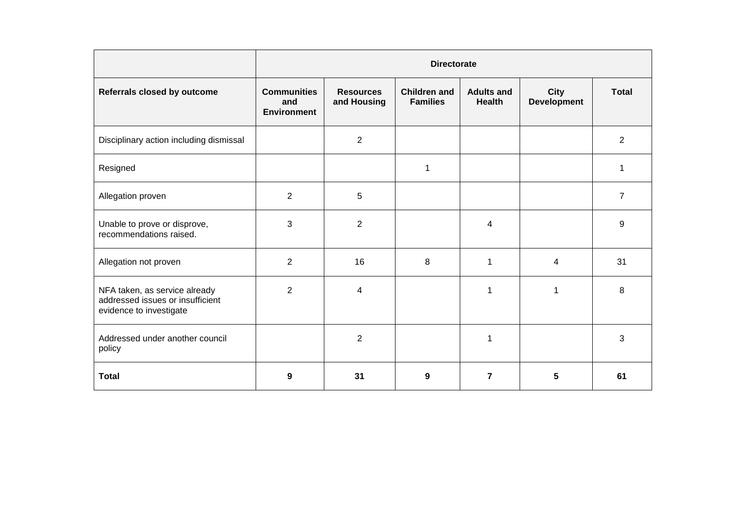| | Directorate | | | | | |
|---|---|---|---|---|---|---|
| **Referrals closed by outcome** | **Communities and Environment** | **Resources and Housing** | **Children and Families** | **Adults and Health** | **City Development** | **Total** |
| Disciplinary action including dismissal | | 2 | | | | 2 |
| Resigned | | | 1 | | | 1 |
| Allegation proven | 2 | 5 | | | | 7 |
| Unable to prove or disprove, recommendations raised. | 3 | 2 | | 4 | | 9 |
| Allegation not proven | 2 | 16 | 8 | 1 | 4 | 31 |
| NFA taken, as service already addressed issues or insufficient evidence to investigate | 2 | 4 | | 1 | 1 | 8 |
| Addressed under another council policy | | 2 | | 1 | | 3 |
| **Total** | **9** | **31** | **9** | **7** | **5** | **61** |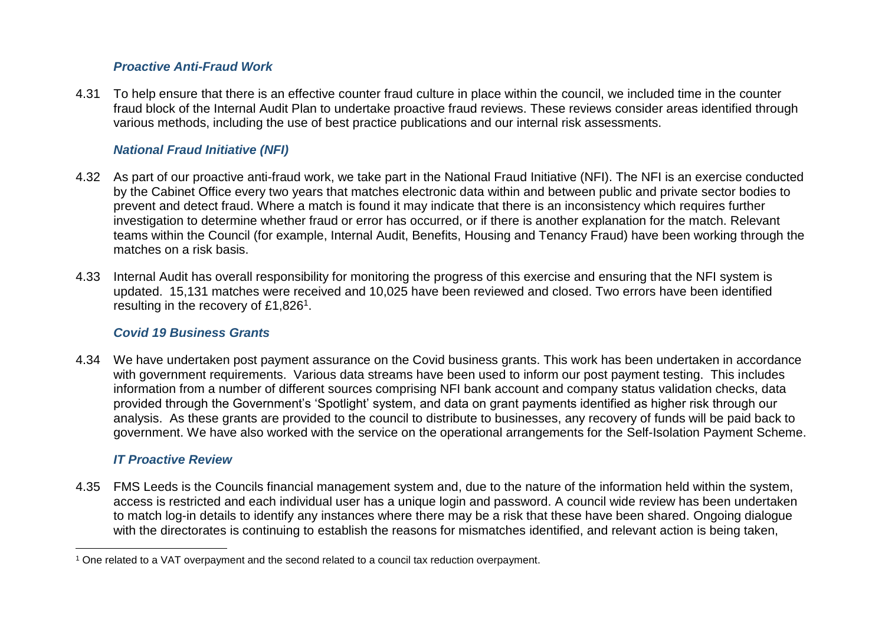### *Proactive Anti-Fraud Work*

4.31 To help ensure that there is an effective counter fraud culture in place within the council, we included time in the counter fraud block of the Internal Audit Plan to undertake proactive fraud reviews. These reviews consider areas identified through various methods, including the use of best practice publications and our internal risk assessments.

### *National Fraud Initiative (NFI)*

4.32 As part of our proactive anti-fraud work, we take part in the National Fraud Initiative (NFI). The NFI is an exercise conducted by the Cabinet Office every two years that matches electronic data within and between public and private sector bodies to prevent and detect fraud. Where a match is found it may indicate that there is an inconsistency which requires further investigation to determine whether fraud or error has occurred, or if there is another explanation for the match. Relevant teams within the Council (for example, Internal Audit, Benefits, Housing and Tenancy Fraud) have been working through the matches on a risk basis.

4.33 Internal Audit has overall responsibility for monitoring the progress of this exercise and ensuring that the NFI system is updated. 15,131 matches were received and 10,025 have been reviewed and closed. Two errors have been identified resulting in the recovery of £1,826[1].

### *Covid 19 Business Grants*

4.34 We have undertaken post payment assurance on the Covid business grants. This work has been undertaken in accordance with government requirements. Various data streams have been used to inform our post payment testing. This includes information from a number of different sources comprising NFI bank account and company status validation checks, data provided through the Government's 'Spotlight' system, and data on grant payments identified as higher risk through our analysis. As these grants are provided to the council to distribute to businesses, any recovery of funds will be paid back to government. We have also worked with the service on the operational arrangements for the Self-Isolation Payment Scheme.

### *IT Proactive Review*

4.35 FMS Leeds is the Councils financial management system and, due to the nature of the information held within the system, access is restricted and each individual user has a unique login and password. A council wide review has been undertaken to match log-in details to identify any instances where there may be a risk that these have been shared. Ongoing dialogue with the directorates is continuing to establish the reasons for mismatches identified, and relevant action is being taken,

---

[1] One related to a VAT overpayment and the second related to a council tax reduction overpayment.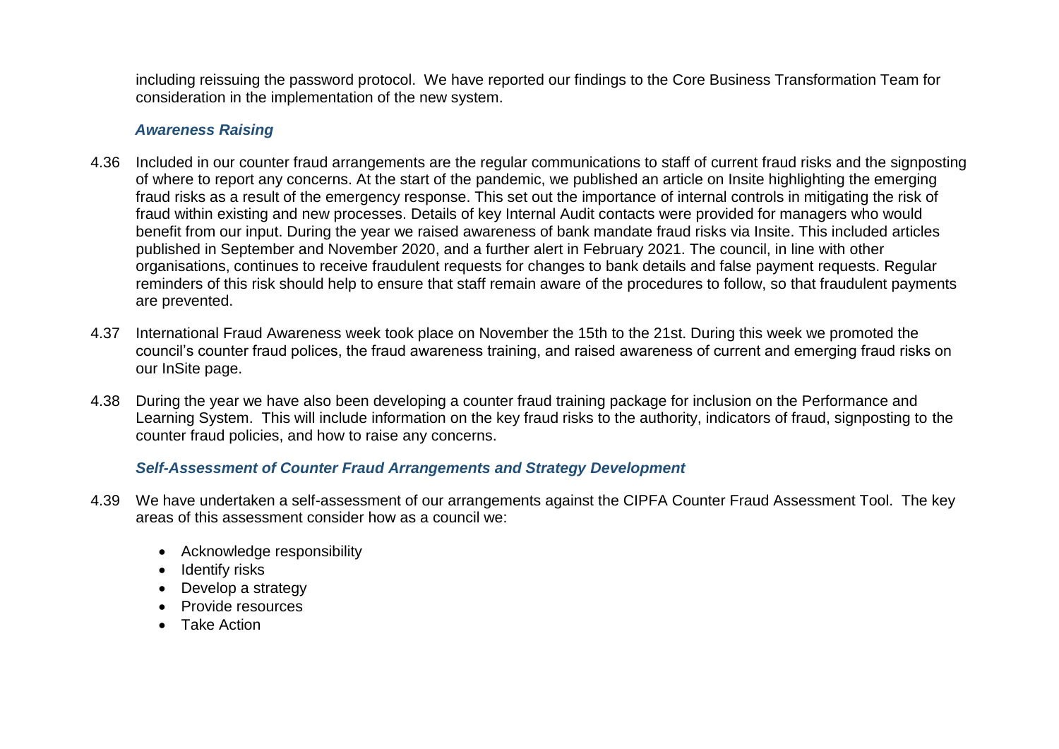including reissuing the password protocol. We have reported our findings to the Core Business Transformation Team for consideration in the implementation of the new system.

### *Awareness Raising*

4.36 Included in our counter fraud arrangements are the regular communications to staff of current fraud risks and the signposting of where to report any concerns. At the start of the pandemic, we published an article on Insite highlighting the emerging fraud risks as a result of the emergency response. This set out the importance of internal controls in mitigating the risk of fraud within existing and new processes. Details of key Internal Audit contacts were provided for managers who would benefit from our input. During the year we raised awareness of bank mandate fraud risks via Insite. This included articles published in September and November 2020, and a further alert in February 2021. The council, in line with other organisations, continues to receive fraudulent requests for changes to bank details and false payment requests. Regular reminders of this risk should help to ensure that staff remain aware of the procedures to follow, so that fraudulent payments are prevented.

4.37 International Fraud Awareness week took place on November the 15th to the 21st. During this week we promoted the council's counter fraud polices, the fraud awareness training, and raised awareness of current and emerging fraud risks on our InSite page.

4.38 During the year we have also been developing a counter fraud training package for inclusion on the Performance and Learning System. This will include information on the key fraud risks to the authority, indicators of fraud, signposting to the counter fraud policies, and how to raise any concerns.

### *Self-Assessment of Counter Fraud Arrangements and Strategy Development*

4.39 We have undertaken a self-assessment of our arrangements against the CIPFA Counter Fraud Assessment Tool. The key areas of this assessment consider how as a council we:

- Acknowledge responsibility
- Identify risks
- Develop a strategy
- Provide resources
- Take Action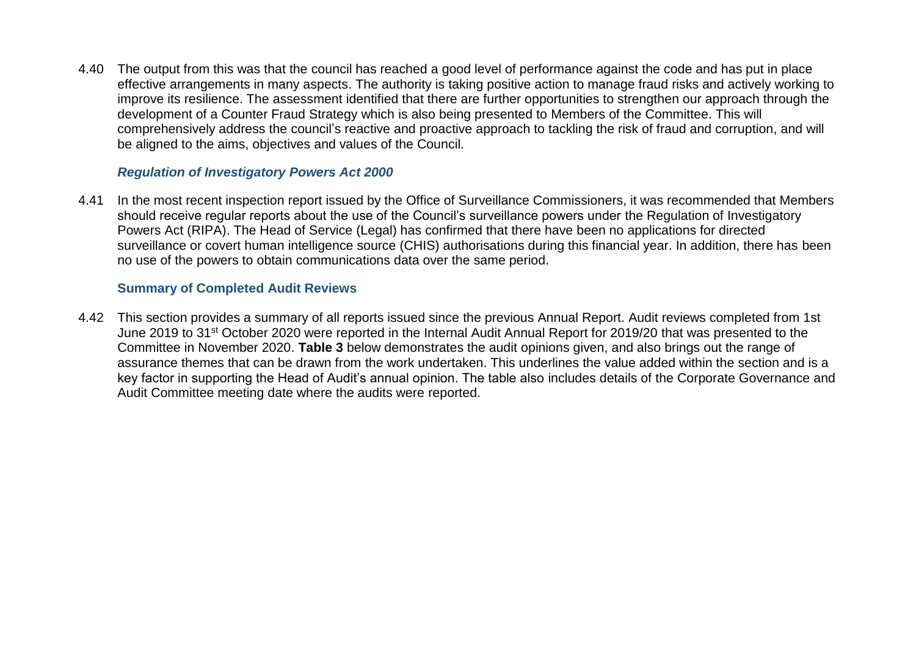4.40 The output from this was that the council has reached a good level of performance against the code and has put in place effective arrangements in many aspects. The authority is taking positive action to manage fraud risks and actively working to improve its resilience. The assessment identified that there are further opportunities to strengthen our approach through the development of a Counter Fraud Strategy which is also being presented to Members of the Committee. This will comprehensively address the council's reactive and proactive approach to tackling the risk of fraud and corruption, and will be aligned to the aims, objectives and values of the Council.

### *Regulation of Investigatory Powers Act 2000*

4.41 In the most recent inspection report issued by the Office of Surveillance Commissioners, it was recommended that Members should receive regular reports about the use of the Council's surveillance powers under the Regulation of Investigatory Powers Act (RIPA). The Head of Service (Legal) has confirmed that there have been no applications for directed surveillance or covert human intelligence source (CHIS) authorisations during this financial year. In addition, there has been no use of the powers to obtain communications data over the same period.

### Summary of Completed Audit Reviews

4.42 This section provides a summary of all reports issued since the previous Annual Report. Audit reviews completed from 1st June 2019 to 31st October 2020 were reported in the Internal Audit Annual Report for 2019/20 that was presented to the Committee in November 2020. **Table 3** below demonstrates the audit opinions given, and also brings out the range of assurance themes that can be drawn from the work undertaken. This underlines the value added within the section and is a key factor in supporting the Head of Audit's annual opinion. The table also includes details of the Corporate Governance and Audit Committee meeting date where the audits were reported.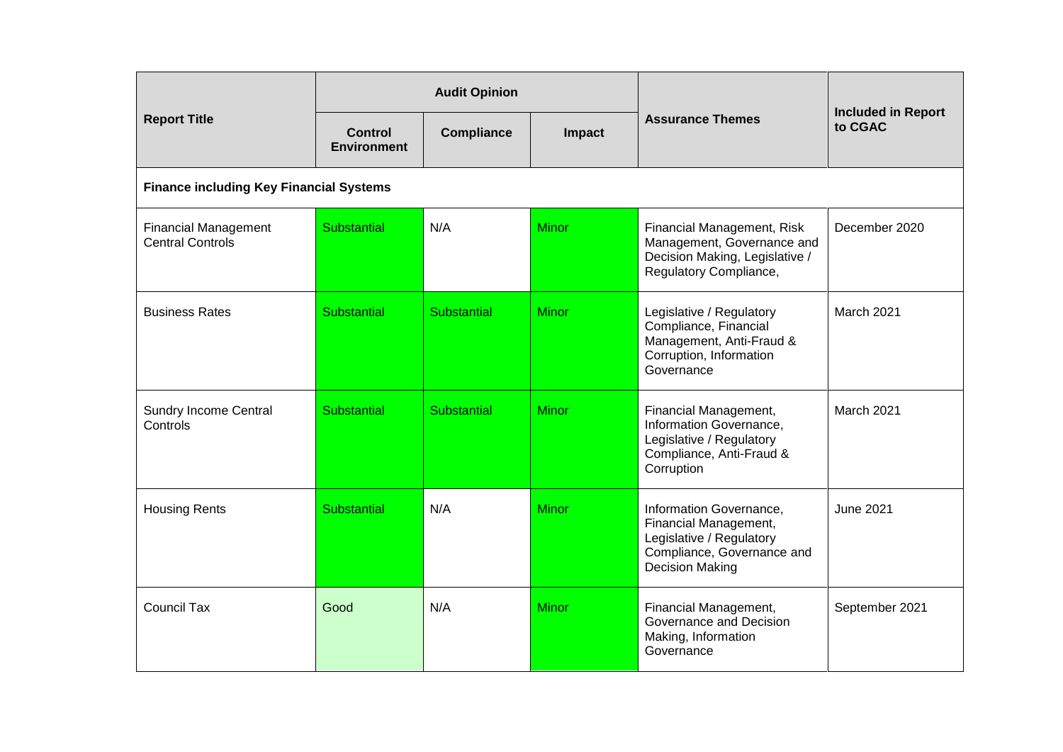| Report Title | Audit Opinion | | | Assurance Themes | Included in Report to CGAC |
|---|---|---|---|---|---|
| | Control Environment | Compliance | Impact | | |
| **Finance including Key Financial Systems** | | | | | |
| Financial Management Central Controls | Substantial | N/A | Minor | Financial Management, Risk Management, Governance and Decision Making, Legislative / Regulatory Compliance, | December 2020 |
| Business Rates | Substantial | Substantial | Minor | Legislative / Regulatory Compliance, Financial Management, Anti-Fraud & Corruption, Information Governance | March 2021 |
| Sundry Income Central Controls | Substantial | Substantial | Minor | Financial Management, Information Governance, Legislative / Regulatory Compliance, Anti-Fraud & Corruption | March 2021 |
| Housing Rents | Substantial | N/A | Minor | Information Governance, Financial Management, Legislative / Regulatory Compliance, Governance and Decision Making | June 2021 |
| Council Tax | Good | N/A | Minor | Financial Management, Governance and Decision Making, Information Governance | September 2021 |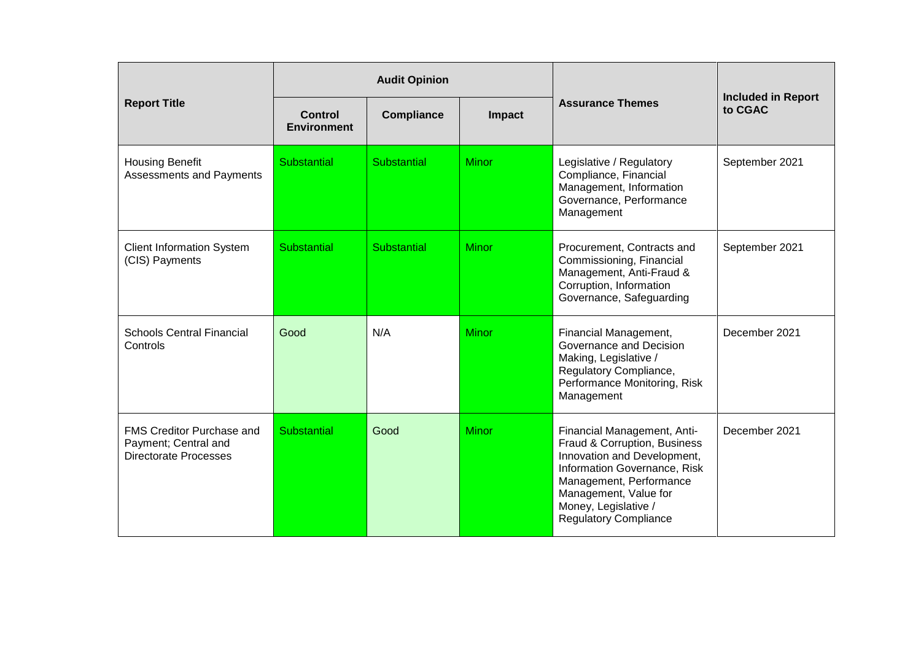| Report Title | Audit Opinion | | | Assurance Themes | Included in Report to CGAC |
|---|---|---|---|---|---|
| | Control Environment | Compliance | Impact | | |
| Housing Benefit Assessments and Payments | Substantial | Substantial | Minor | Legislative / Regulatory Compliance, Financial Management, Information Governance, Performance Management | September 2021 |
| Client Information System (CIS) Payments | Substantial | Substantial | Minor | Procurement, Contracts and Commissioning, Financial Management, Anti-Fraud & Corruption, Information Governance, Safeguarding | September 2021 |
| Schools Central Financial Controls | Good | N/A | Minor | Financial Management, Governance and Decision Making, Legislative / Regulatory Compliance, Performance Monitoring, Risk Management | December 2021 |
| FMS Creditor Purchase and Payment; Central and Directorate Processes | Substantial | Good | Minor | Financial Management, Anti-Fraud & Corruption, Business Innovation and Development, Information Governance, Risk Management, Performance Management, Value for Money, Legislative / Regulatory Compliance | December 2021 |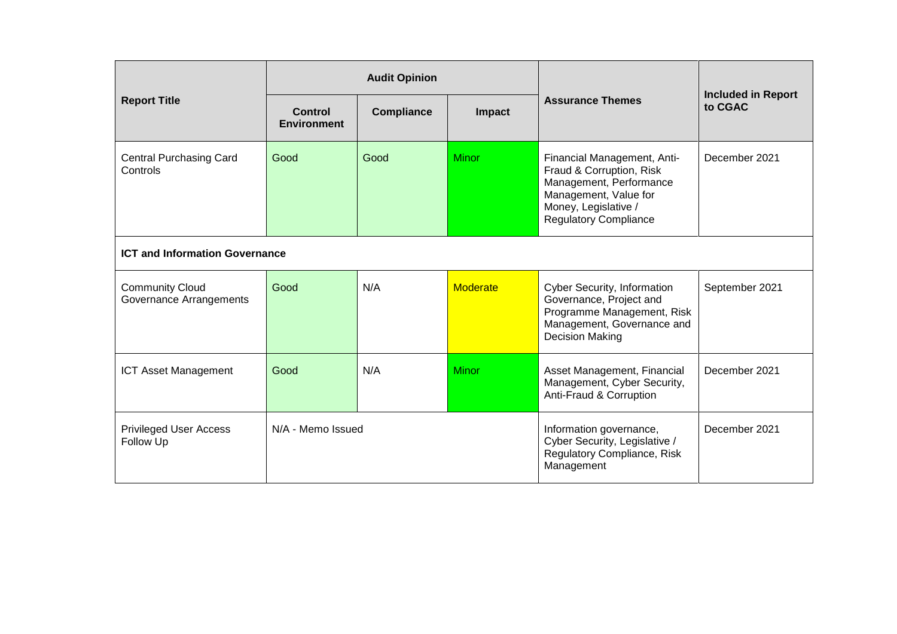| Report Title | Audit Opinion | | | Assurance Themes | Included in Report to CGAC |
|---|---|---|---|---|---|
| | Control Environment | Compliance | Impact | | |
| Central Purchasing Card Controls | Good | Good | Minor | Financial Management, Anti-Fraud & Corruption, Risk Management, Performance Management, Value for Money, Legislative / Regulatory Compliance | December 2021 |
| **ICT and Information Governance** | | | | | |
| Community Cloud Governance Arrangements | Good | N/A | Moderate | Cyber Security, Information Governance, Project and Programme Management, Risk Management, Governance and Decision Making | September 2021 |
| ICT Asset Management | Good | N/A | Minor | Asset Management, Financial Management, Cyber Security, Anti-Fraud & Corruption | December 2021 |
| Privileged User Access Follow Up | N/A - Memo Issued | | | Information governance, Cyber Security, Legislative / Regulatory Compliance, Risk Management | December 2021 |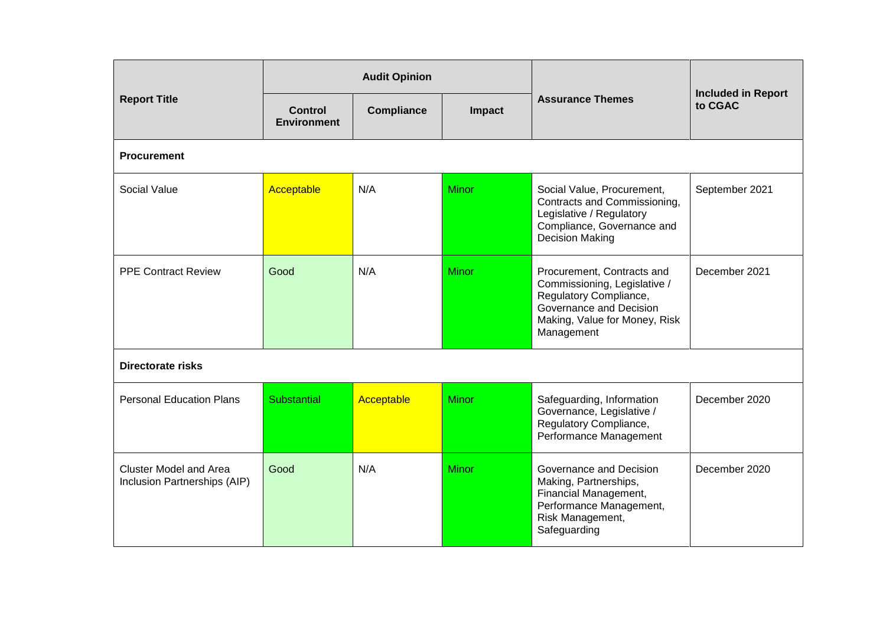| Report Title | Audit Opinion | | | Assurance Themes | Included in Report to CGAC |
|---|---|---|---|---|---|
| | Control Environment | Compliance | Impact | | |
| **Procurement** | | | | | |
| Social Value | Acceptable | N/A | Minor | Social Value, Procurement, Contracts and Commissioning, Legislative / Regulatory Compliance, Governance and Decision Making | September 2021 |
| PPE Contract Review | Good | N/A | Minor | Procurement, Contracts and Commissioning, Legislative / Regulatory Compliance, Governance and Decision Making, Value for Money, Risk Management | December 2021 |
| **Directorate risks** | | | | | |
| Personal Education Plans | Substantial | Acceptable | Minor | Safeguarding, Information Governance, Legislative / Regulatory Compliance, Performance Management | December 2020 |
| Cluster Model and Area Inclusion Partnerships (AIP) | Good | N/A | Minor | Governance and Decision Making, Partnerships, Financial Management, Performance Management, Risk Management, Safeguarding | December 2020 |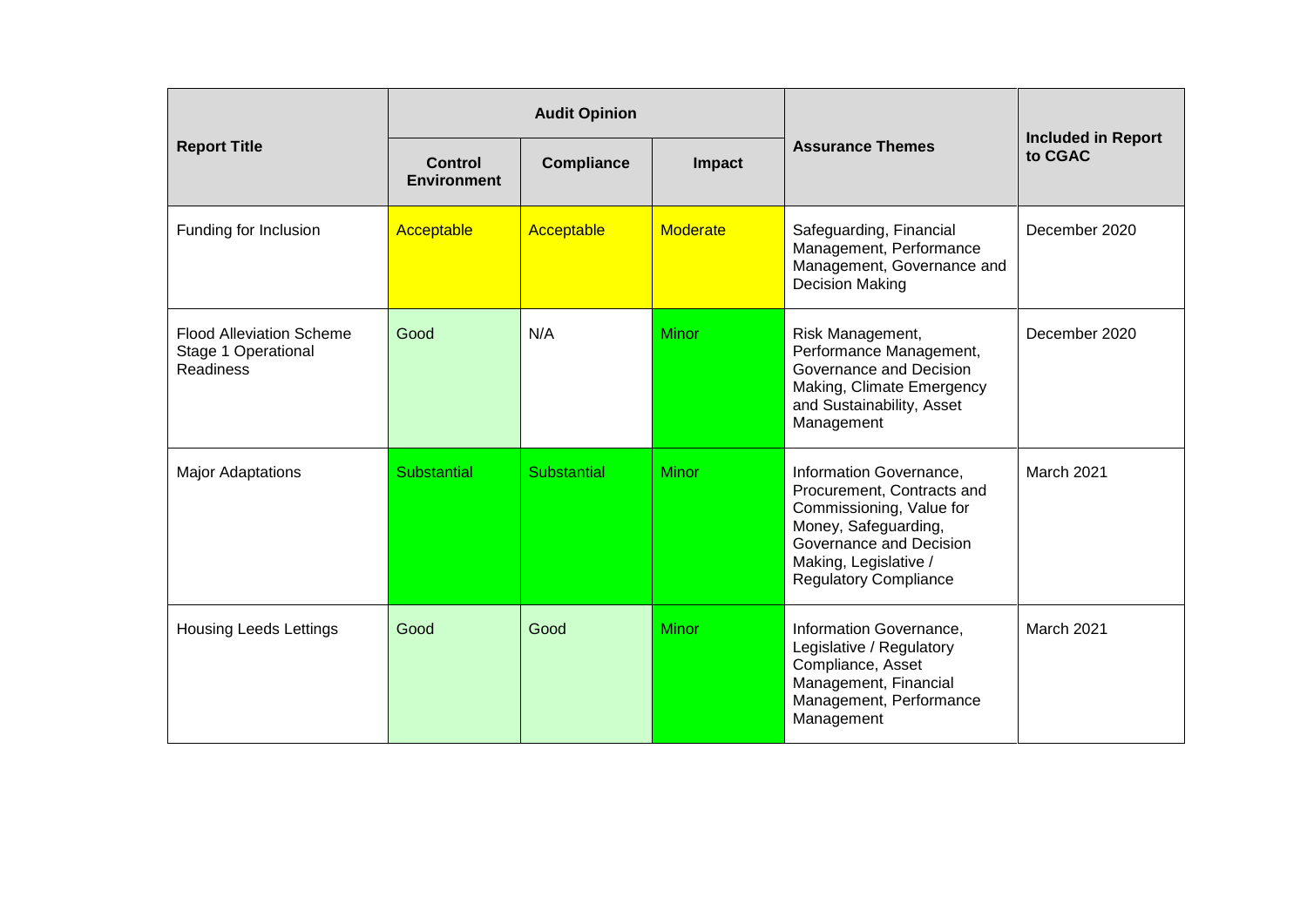| Report Title | Audit Opinion | | | Assurance Themes | Included in Report to CGAC |
|---|---|---|---|---|---|
| | Control Environment | Compliance | Impact | | |
| Funding for Inclusion | Acceptable | Acceptable | Moderate | Safeguarding, Financial Management, Performance Management, Governance and Decision Making | December 2020 |
| Flood Alleviation Scheme Stage 1 Operational Readiness | Good | N/A | Minor | Risk Management, Performance Management, Governance and Decision Making, Climate Emergency and Sustainability, Asset Management | December 2020 |
| Major Adaptations | Substantial | Substantial | Minor | Information Governance, Procurement, Contracts and Commissioning, Value for Money, Safeguarding, Governance and Decision Making, Legislative / Regulatory Compliance | March 2021 |
| Housing Leeds Lettings | Good | Good | Minor | Information Governance, Legislative / Regulatory Compliance, Asset Management, Financial Management, Performance Management | March 2021 |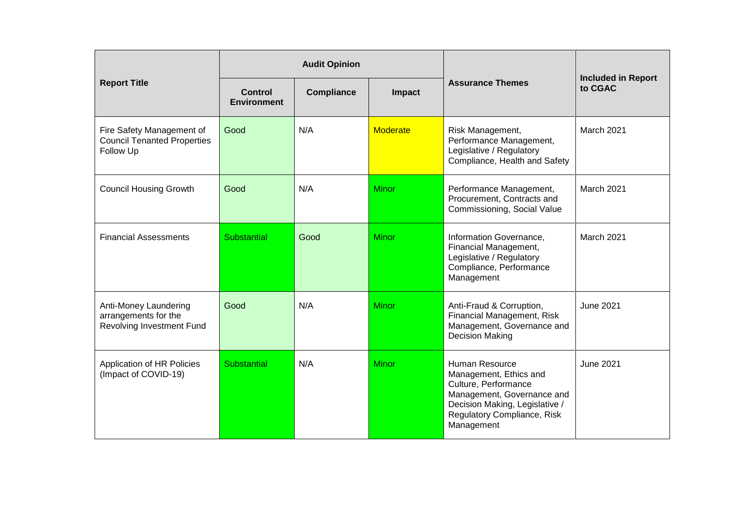| Report Title | Audit Opinion | | | Assurance Themes | Included in Report to CGAC |
|---|---|---|---|---|---|
| | Control Environment | Compliance | Impact | | |
| Fire Safety Management of Council Tenanted Properties Follow Up | Good | N/A | Moderate | Risk Management, Performance Management, Legislative / Regulatory Compliance, Health and Safety | March 2021 |
| Council Housing Growth | Good | N/A | Minor | Performance Management, Procurement, Contracts and Commissioning, Social Value | March 2021 |
| Financial Assessments | Substantial | Good | Minor | Information Governance, Financial Management, Legislative / Regulatory Compliance, Performance Management | March 2021 |
| Anti-Money Laundering arrangements for the Revolving Investment Fund | Good | N/A | Minor | Anti-Fraud & Corruption, Financial Management, Risk Management, Governance and Decision Making | June 2021 |
| Application of HR Policies (Impact of COVID-19) | Substantial | N/A | Minor | Human Resource Management, Ethics and Culture, Performance Management, Governance and Decision Making, Legislative / Regulatory Compliance, Risk Management | June 2021 |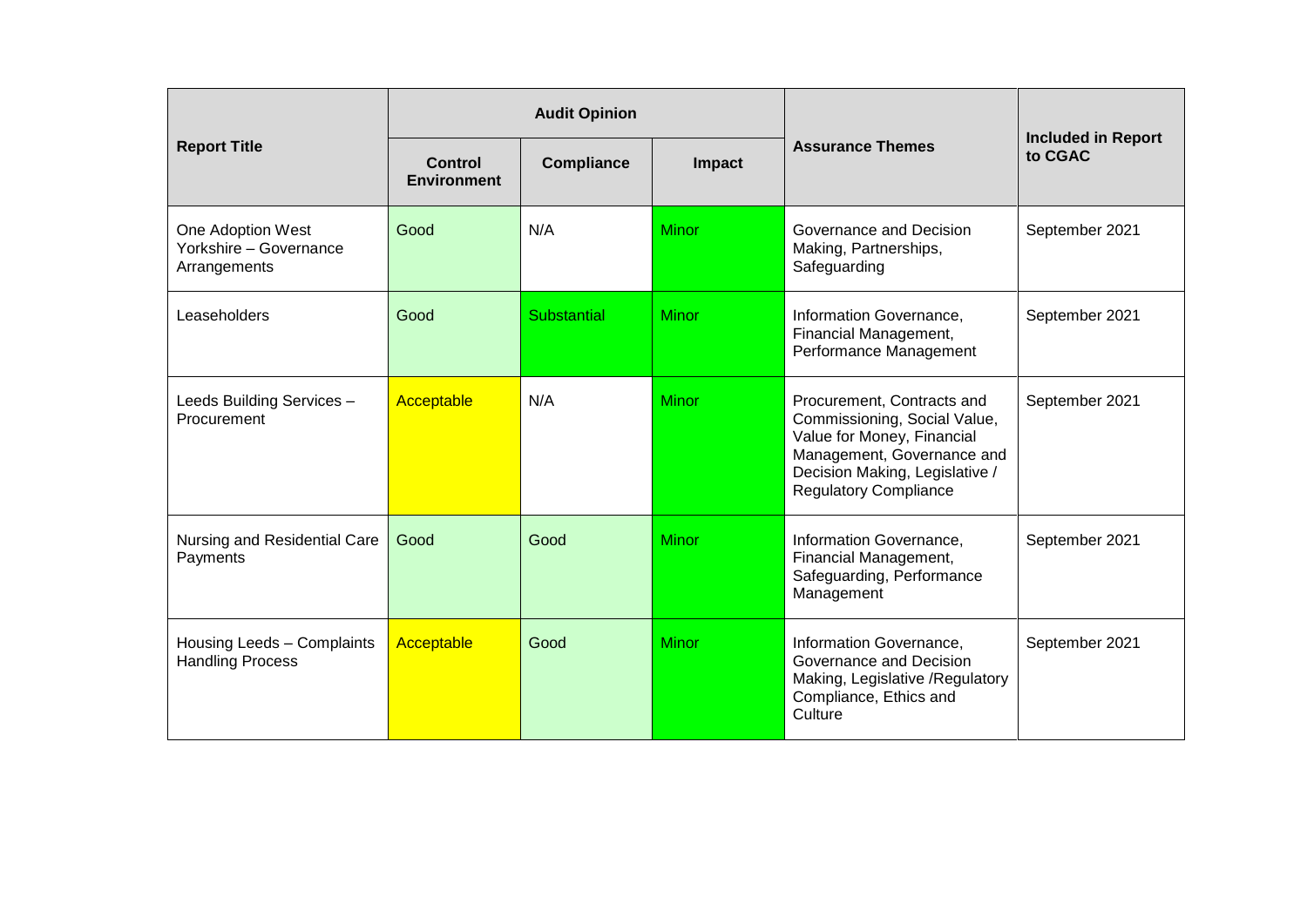| Report Title | Audit Opinion | | | Assurance Themes | Included in Report to CGAC |
|---|---|---|---|---|---|
| | Control Environment | Compliance | Impact | | |
| One Adoption West Yorkshire – Governance Arrangements | Good | N/A | Minor | Governance and Decision Making, Partnerships, Safeguarding | September 2021 |
| Leaseholders | Good | Substantial | Minor | Information Governance, Financial Management, Performance Management | September 2021 |
| Leeds Building Services – Procurement | Acceptable | N/A | Minor | Procurement, Contracts and Commissioning, Social Value, Value for Money, Financial Management, Governance and Decision Making, Legislative / Regulatory Compliance | September 2021 |
| Nursing and Residential Care Payments | Good | Good | Minor | Information Governance, Financial Management, Safeguarding, Performance Management | September 2021 |
| Housing Leeds – Complaints Handling Process | Acceptable | Good | Minor | Information Governance, Governance and Decision Making, Legislative /Regulatory Compliance, Ethics and Culture | September 2021 |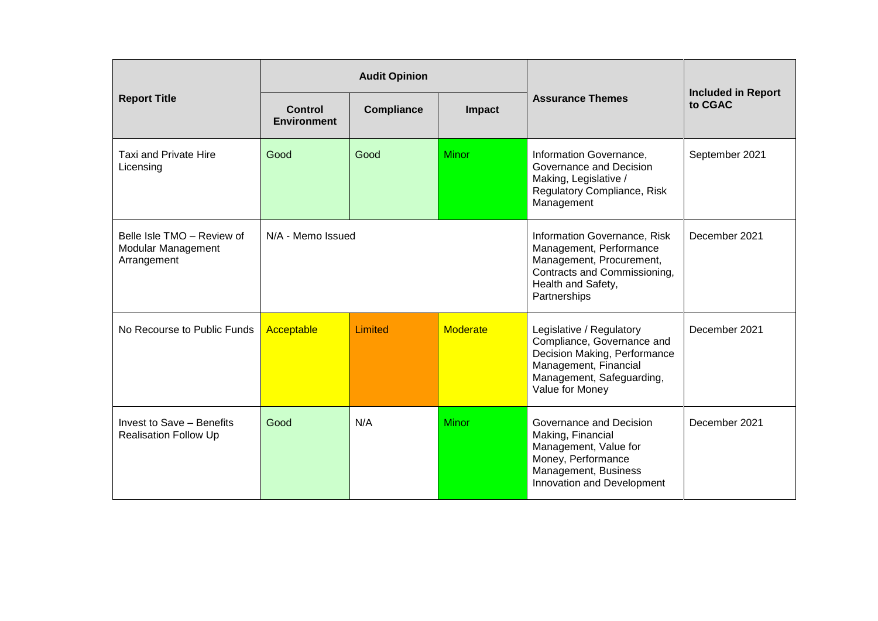| Report Title | Audit Opinion | | | Assurance Themes | Included in Report to CGAC |
|---|---|---|---|---|---|
| | Control Environment | Compliance | Impact | | |
| Taxi and Private Hire Licensing | Good | Good | Minor | Information Governance, Governance and Decision Making, Legislative / Regulatory Compliance, Risk Management | September 2021 |
| Belle Isle TMO – Review of Modular Management Arrangement | N/A - Memo Issued | | | Information Governance, Risk Management, Performance Management, Procurement, Contracts and Commissioning, Health and Safety, Partnerships | December 2021 |
| No Recourse to Public Funds | Acceptable | Limited | Moderate | Legislative / Regulatory Compliance, Governance and Decision Making, Performance Management, Financial Management, Safeguarding, Value for Money | December 2021 |
| Invest to Save – Benefits Realisation Follow Up | Good | N/A | Minor | Governance and Decision Making, Financial Management, Value for Money, Performance Management, Business Innovation and Development | December 2021 |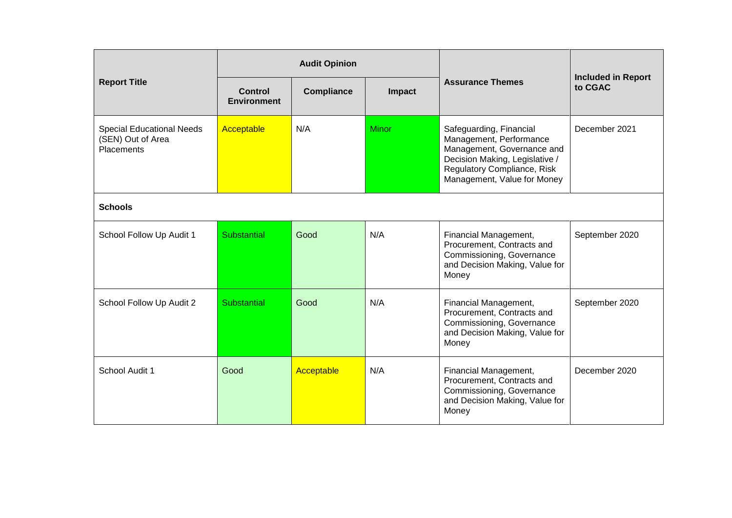| Report Title | Audit Opinion | | | Assurance Themes | Included in Report to CGAC |
|---|---|---|---|---|---|
| | Control Environment | Compliance | Impact | | |
| Special Educational Needs (SEN) Out of Area Placements | Acceptable | N/A | Minor | Safeguarding, Financial Management, Performance Management, Governance and Decision Making, Legislative / Regulatory Compliance, Risk Management, Value for Money | December 2021 |
| **Schools** | | | | | |
| School Follow Up Audit 1 | Substantial | Good | N/A | Financial Management, Procurement, Contracts and Commissioning, Governance and Decision Making, Value for Money | September 2020 |
| School Follow Up Audit 2 | Substantial | Good | N/A | Financial Management, Procurement, Contracts and Commissioning, Governance and Decision Making, Value for Money | September 2020 |
| School Audit 1 | Good | Acceptable | N/A | Financial Management, Procurement, Contracts and Commissioning, Governance and Decision Making, Value for Money | December 2020 |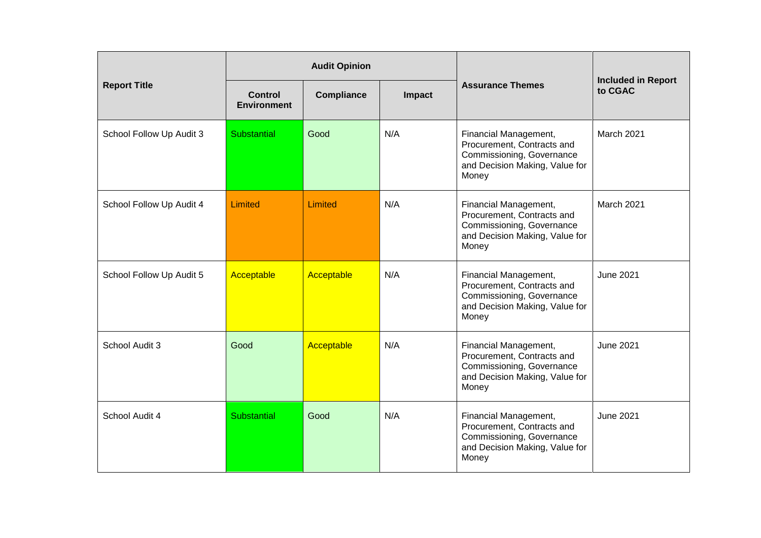| Report Title | Audit Opinion | | | Assurance Themes | Included in Report to CGAC |
|---|---|---|---|---|---|
| | Control Environment | Compliance | Impact | | |
| School Follow Up Audit 3 | Substantial | Good | N/A | Financial Management, Procurement, Contracts and Commissioning, Governance and Decision Making, Value for Money | March 2021 |
| School Follow Up Audit 4 | Limited | Limited | N/A | Financial Management, Procurement, Contracts and Commissioning, Governance and Decision Making, Value for Money | March 2021 |
| School Follow Up Audit 5 | Acceptable | Acceptable | N/A | Financial Management, Procurement, Contracts and Commissioning, Governance and Decision Making, Value for Money | June 2021 |
| School Audit 3 | Good | Acceptable | N/A | Financial Management, Procurement, Contracts and Commissioning, Governance and Decision Making, Value for Money | June 2021 |
| School Audit 4 | Substantial | Good | N/A | Financial Management, Procurement, Contracts and Commissioning, Governance and Decision Making, Value for Money | June 2021 |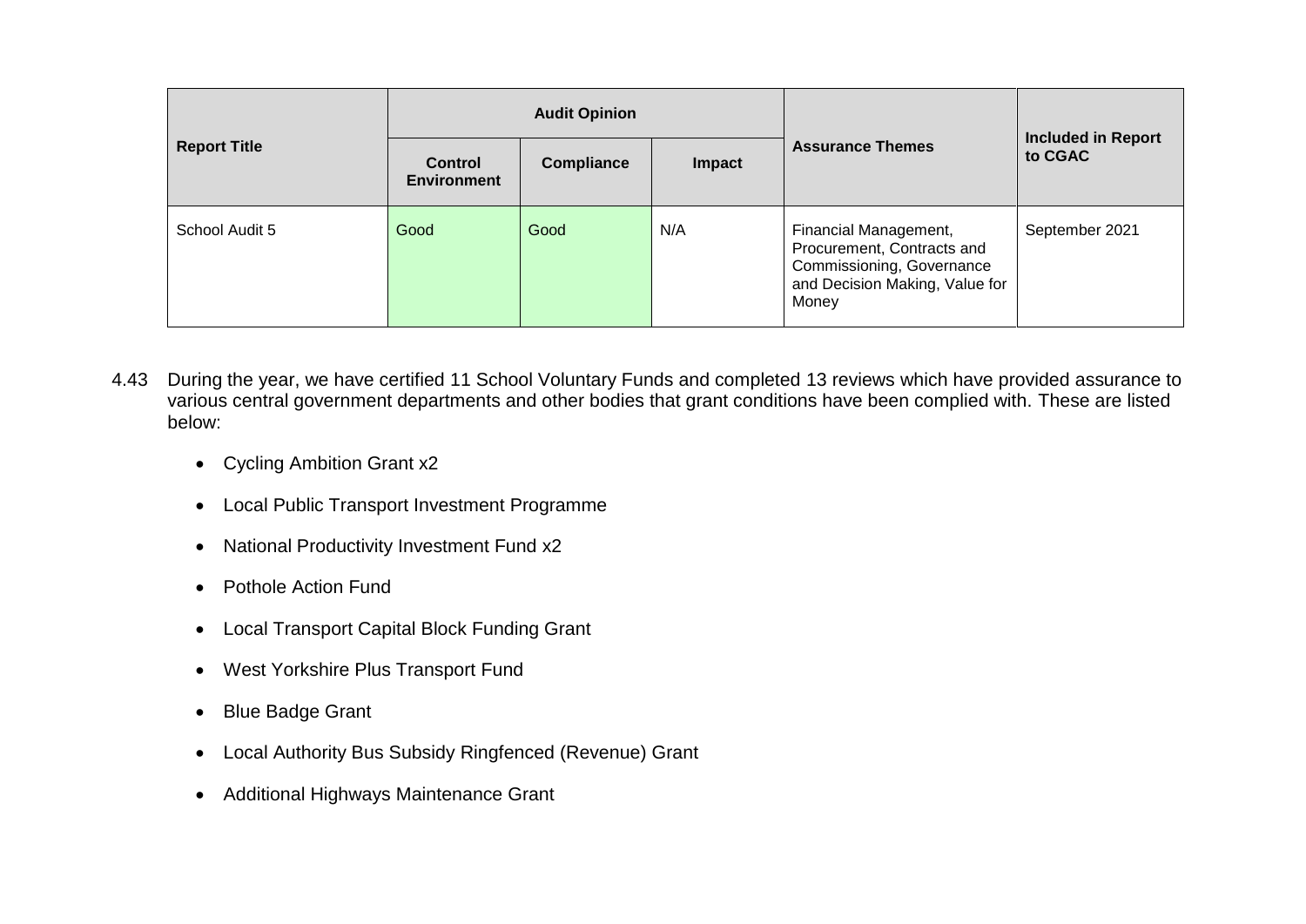| Report Title | Audit Opinion | | | Assurance Themes | Included in Report to CGAC |
|---|---|---|---|---|---|
| | Control Environment | Compliance | Impact | | |
| School Audit 5 | Good | Good | N/A | Financial Management, Procurement, Contracts and Commissioning, Governance and Decision Making, Value for Money | September 2021 |

4.43 During the year, we have certified 11 School Voluntary Funds and completed 13 reviews which have provided assurance to various central government departments and other bodies that grant conditions have been complied with. These are listed below:

- Cycling Ambition Grant x2
- Local Public Transport Investment Programme
- National Productivity Investment Fund x2
- Pothole Action Fund
- Local Transport Capital Block Funding Grant
- West Yorkshire Plus Transport Fund
- Blue Badge Grant
- Local Authority Bus Subsidy Ringfenced (Revenue) Grant
- Additional Highways Maintenance Grant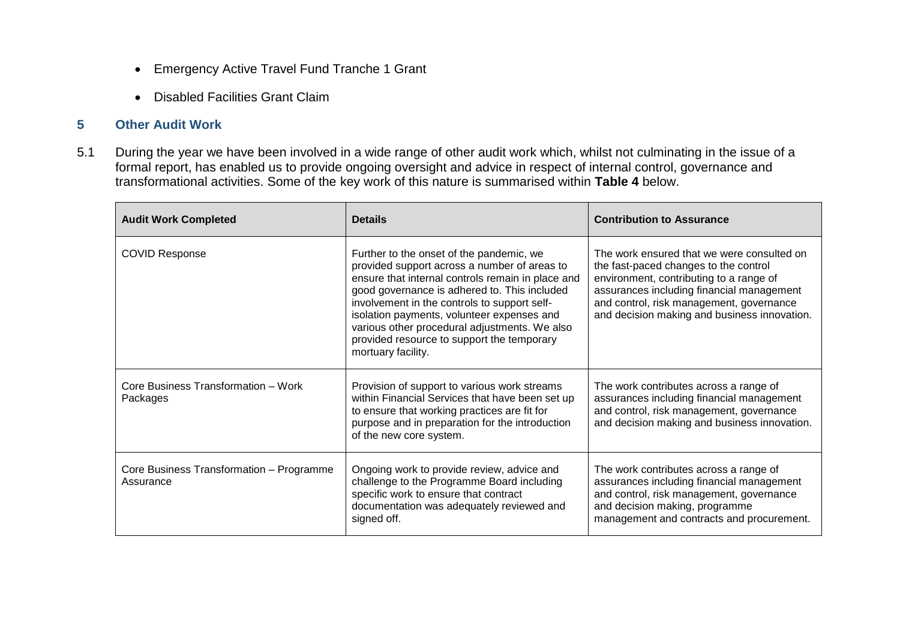- Emergency Active Travel Fund Tranche 1 Grant
- Disabled Facilities Grant Claim

## 5 Other Audit Work

5.1 During the year we have been involved in a wide range of other audit work which, whilst not culminating in the issue of a formal report, has enabled us to provide ongoing oversight and advice in respect of internal control, governance and transformational activities. Some of the key work of this nature is summarised within **Table 4** below.

| Audit Work Completed | Details | Contribution to Assurance |
|---|---|---|
| COVID Response | Further to the onset of the pandemic, we provided support across a number of areas to ensure that internal controls remain in place and good governance is adhered to. This included involvement in the controls to support self-isolation payments, volunteer expenses and various other procedural adjustments. We also provided resource to support the temporary mortuary facility. | The work ensured that we were consulted on the fast-paced changes to the control environment, contributing to a range of assurances including financial management and control, risk management, governance and decision making and business innovation. |
| Core Business Transformation – Work Packages | Provision of support to various work streams within Financial Services that have been set up to ensure that working practices are fit for purpose and in preparation for the introduction of the new core system. | The work contributes across a range of assurances including financial management and control, risk management, governance and decision making and business innovation. |
| Core Business Transformation – Programme Assurance | Ongoing work to provide review, advice and challenge to the Programme Board including specific work to ensure that contract documentation was adequately reviewed and signed off. | The work contributes across a range of assurances including financial management and control, risk management, governance and decision making, programme management and contracts and procurement. |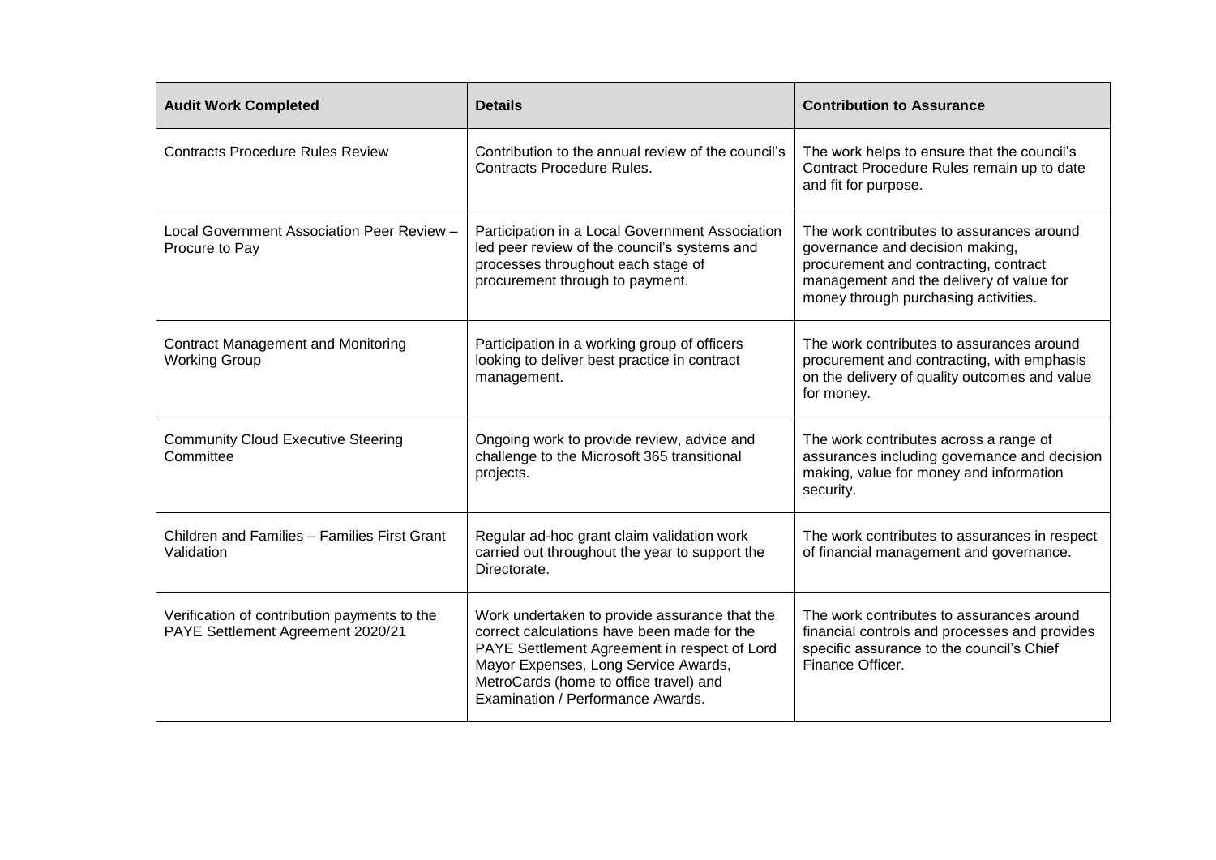| Audit Work Completed | Details | Contribution to Assurance |
|---|---|---|
| Contracts Procedure Rules Review | Contribution to the annual review of the council's Contracts Procedure Rules. | The work helps to ensure that the council's Contract Procedure Rules remain up to date and fit for purpose. |
| Local Government Association Peer Review – Procure to Pay | Participation in a Local Government Association led peer review of the council's systems and processes throughout each stage of procurement through to payment. | The work contributes to assurances around governance and decision making, procurement and contracting, contract management and the delivery of value for money through purchasing activities. |
| Contract Management and Monitoring Working Group | Participation in a working group of officers looking to deliver best practice in contract management. | The work contributes to assurances around procurement and contracting, with emphasis on the delivery of quality outcomes and value for money. |
| Community Cloud Executive Steering Committee | Ongoing work to provide review, advice and challenge to the Microsoft 365 transitional projects. | The work contributes across a range of assurances including governance and decision making, value for money and information security. |
| Children and Families – Families First Grant Validation | Regular ad-hoc grant claim validation work carried out throughout the year to support the Directorate. | The work contributes to assurances in respect of financial management and governance. |
| Verification of contribution payments to the PAYE Settlement Agreement 2020/21 | Work undertaken to provide assurance that the correct calculations have been made for the PAYE Settlement Agreement in respect of Lord Mayor Expenses, Long Service Awards, MetroCards (home to office travel) and Examination / Performance Awards. | The work contributes to assurances around financial controls and processes and provides specific assurance to the council's Chief Finance Officer. |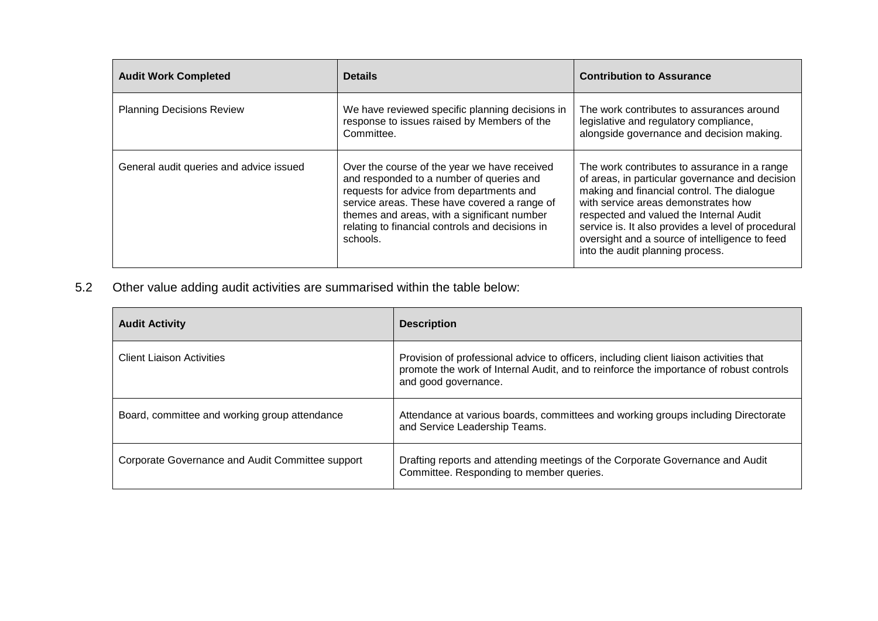| Audit Work Completed | Details | Contribution to Assurance |
|---|---|---|
| Planning Decisions Review | We have reviewed specific planning decisions in response to issues raised by Members of the Committee. | The work contributes to assurances around legislative and regulatory compliance, alongside governance and decision making. |
| General audit queries and advice issued | Over the course of the year we have received and responded to a number of queries and requests for advice from departments and service areas. These have covered a range of themes and areas, with a significant number relating to financial controls and decisions in schools. | The work contributes to assurance in a range of areas, in particular governance and decision making and financial control. The dialogue with service areas demonstrates how respected and valued the Internal Audit service is. It also provides a level of procedural oversight and a source of intelligence to feed into the audit planning process. |

5.2 Other value adding audit activities are summarised within the table below:

| Audit Activity | Description |
|---|---|
| Client Liaison Activities | Provision of professional advice to officers, including client liaison activities that promote the work of Internal Audit, and to reinforce the importance of robust controls and good governance. |
| Board, committee and working group attendance | Attendance at various boards, committees and working groups including Directorate and Service Leadership Teams. |
| Corporate Governance and Audit Committee support | Drafting reports and attending meetings of the Corporate Governance and Audit Committee. Responding to member queries. |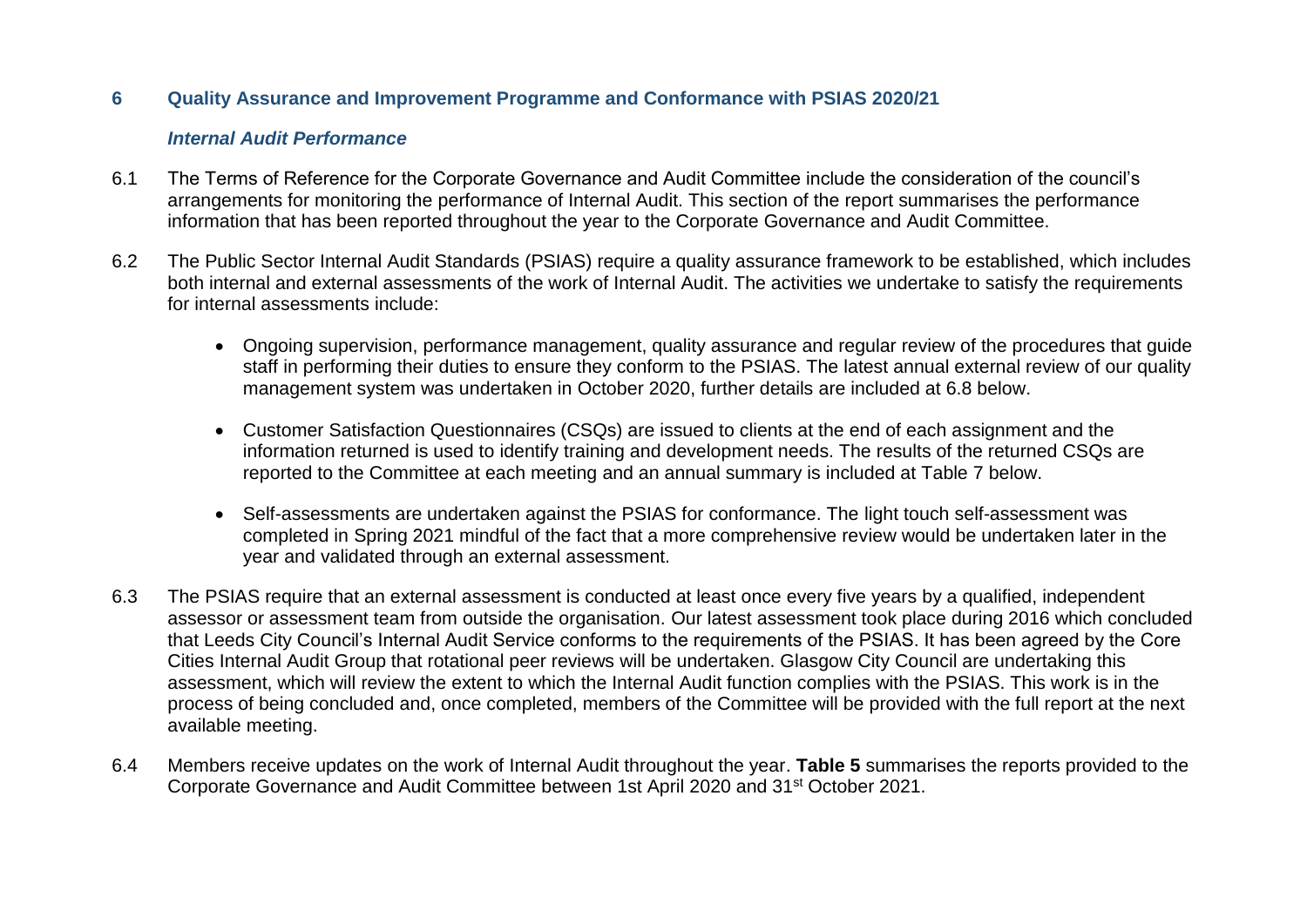## 6 Quality Assurance and Improvement Programme and Conformance with PSIAS 2020/21

### *Internal Audit Performance*

6.1 The Terms of Reference for the Corporate Governance and Audit Committee include the consideration of the council's arrangements for monitoring the performance of Internal Audit. This section of the report summarises the performance information that has been reported throughout the year to the Corporate Governance and Audit Committee.

6.2 The Public Sector Internal Audit Standards (PSIAS) require a quality assurance framework to be established, which includes both internal and external assessments of the work of Internal Audit. The activities we undertake to satisfy the requirements for internal assessments include:

- Ongoing supervision, performance management, quality assurance and regular review of the procedures that guide staff in performing their duties to ensure they conform to the PSIAS. The latest annual external review of our quality management system was undertaken in October 2020, further details are included at 6.8 below.
- Customer Satisfaction Questionnaires (CSQs) are issued to clients at the end of each assignment and the information returned is used to identify training and development needs. The results of the returned CSQs are reported to the Committee at each meeting and an annual summary is included at Table 7 below.
- Self-assessments are undertaken against the PSIAS for conformance. The light touch self-assessment was completed in Spring 2021 mindful of the fact that a more comprehensive review would be undertaken later in the year and validated through an external assessment.

6.3 The PSIAS require that an external assessment is conducted at least once every five years by a qualified, independent assessor or assessment team from outside the organisation. Our latest assessment took place during 2016 which concluded that Leeds City Council's Internal Audit Service conforms to the requirements of the PSIAS. It has been agreed by the Core Cities Internal Audit Group that rotational peer reviews will be undertaken. Glasgow City Council are undertaking this assessment, which will review the extent to which the Internal Audit function complies with the PSIAS. This work is in the process of being concluded and, once completed, members of the Committee will be provided with the full report at the next available meeting.

6.4 Members receive updates on the work of Internal Audit throughout the year. **Table 5** summarises the reports provided to the Corporate Governance and Audit Committee between 1st April 2020 and 31st October 2021.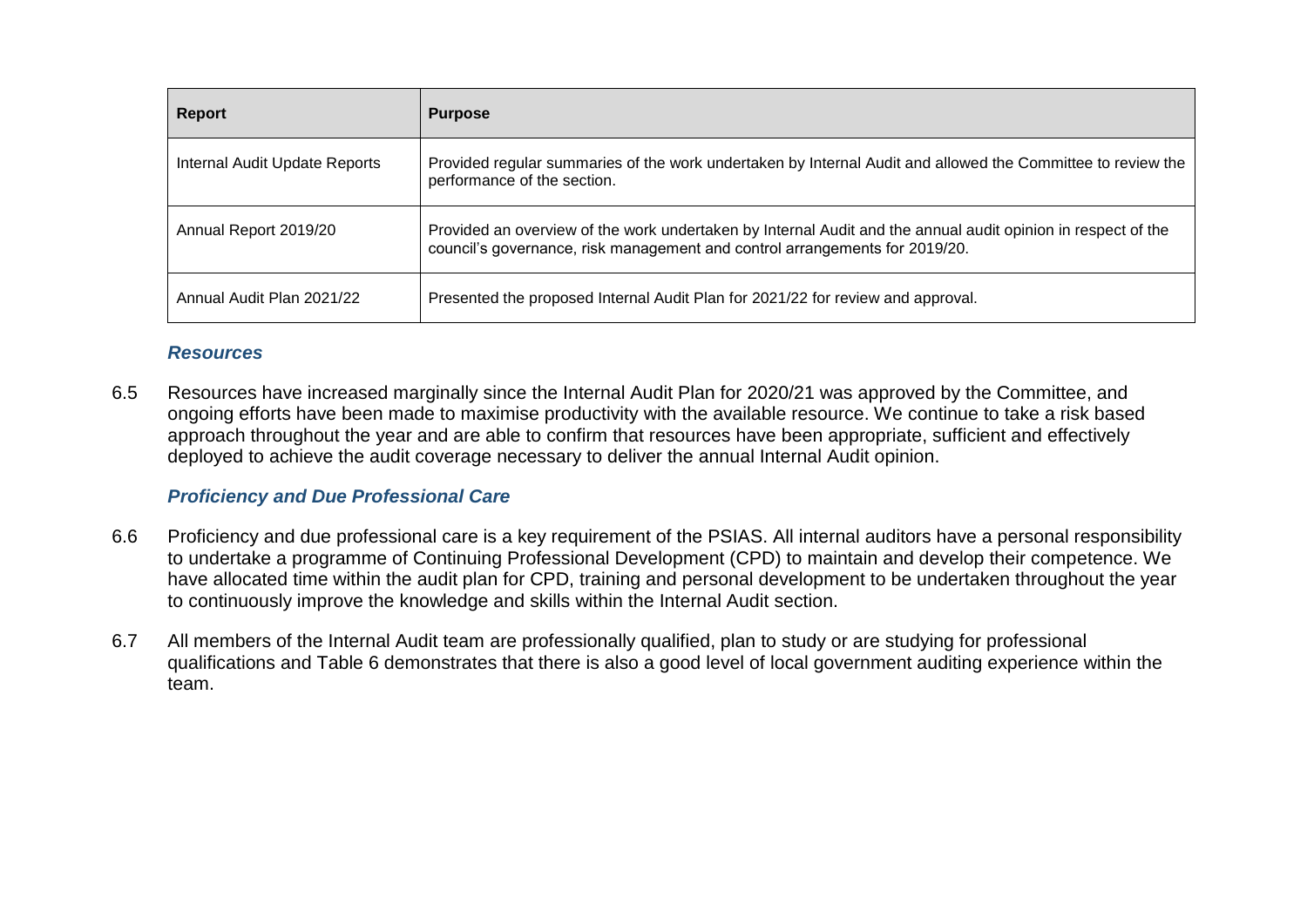| Report | Purpose |
| --- | --- |
| Internal Audit Update Reports | Provided regular summaries of the work undertaken by Internal Audit and allowed the Committee to review the performance of the section. |
| Annual Report 2019/20 | Provided an overview of the work undertaken by Internal Audit and the annual audit opinion in respect of the council's governance, risk management and control arrangements for 2019/20. |
| Annual Audit Plan 2021/22 | Presented the proposed Internal Audit Plan for 2021/22 for review and approval. |

### *Resources*

6.5 Resources have increased marginally since the Internal Audit Plan for 2020/21 was approved by the Committee, and ongoing efforts have been made to maximise productivity with the available resource. We continue to take a risk based approach throughout the year and are able to confirm that resources have been appropriate, sufficient and effectively deployed to achieve the audit coverage necessary to deliver the annual Internal Audit opinion.

### *Proficiency and Due Professional Care*

6.6 Proficiency and due professional care is a key requirement of the PSIAS. All internal auditors have a personal responsibility to undertake a programme of Continuing Professional Development (CPD) to maintain and develop their competence. We have allocated time within the audit plan for CPD, training and personal development to be undertaken throughout the year to continuously improve the knowledge and skills within the Internal Audit section.

6.7 All members of the Internal Audit team are professionally qualified, plan to study or are studying for professional qualifications and Table 6 demonstrates that there is also a good level of local government auditing experience within the team.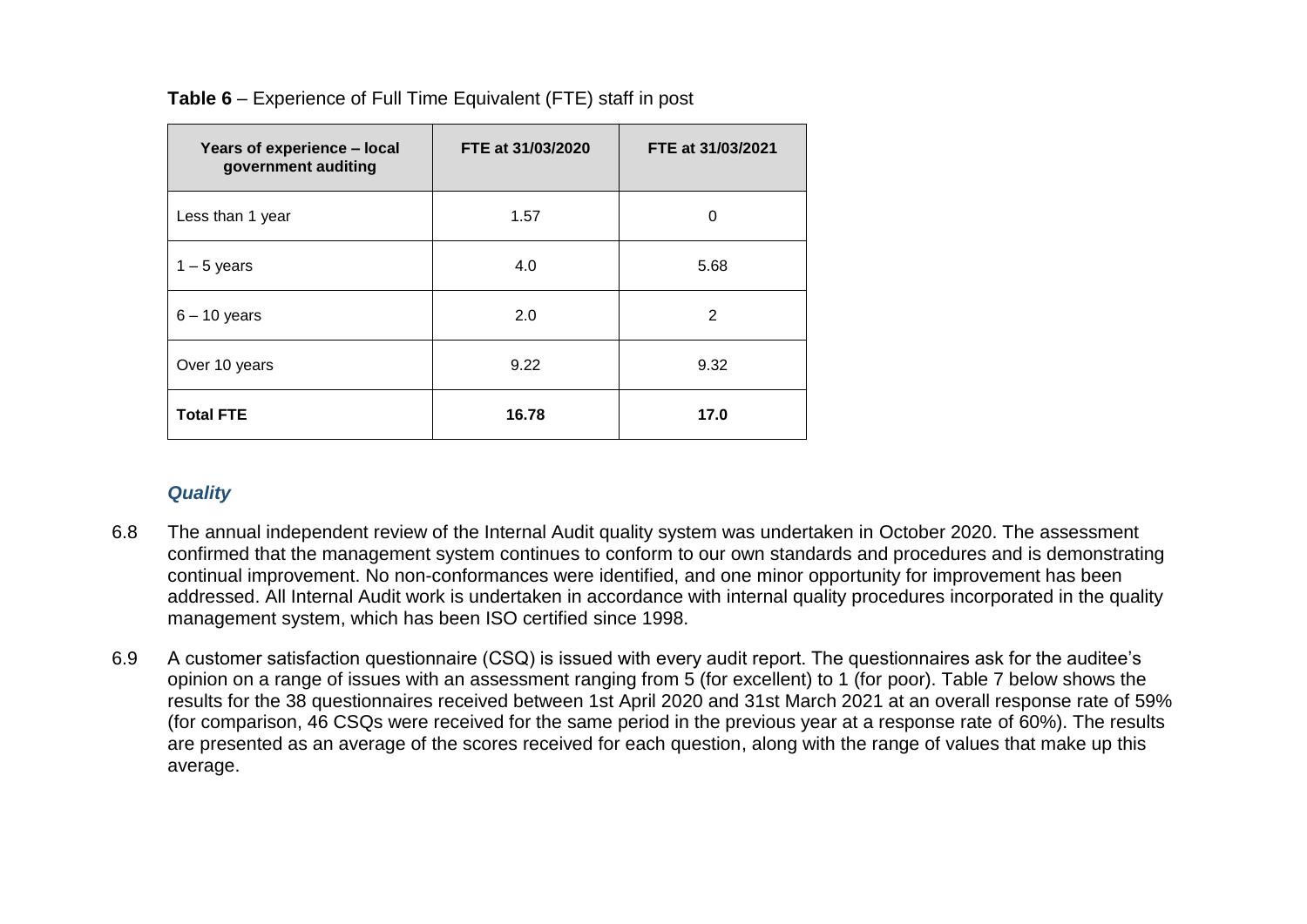**Table 6** – Experience of Full Time Equivalent (FTE) staff in post

| Years of experience – local government auditing | FTE at 31/03/2020 | FTE at 31/03/2021 |
|---|---|---|
| Less than 1 year | 1.57 | 0 |
| 1 – 5 years | 4.0 | 5.68 |
| 6 – 10 years | 2.0 | 2 |
| Over 10 years | 9.22 | 9.32 |
| **Total FTE** | **16.78** | **17.0** |

### *Quality*

6.8 The annual independent review of the Internal Audit quality system was undertaken in October 2020. The assessment confirmed that the management system continues to conform to our own standards and procedures and is demonstrating continual improvement. No non-conformances were identified, and one minor opportunity for improvement has been addressed. All Internal Audit work is undertaken in accordance with internal quality procedures incorporated in the quality management system, which has been ISO certified since 1998.

6.9 A customer satisfaction questionnaire (CSQ) is issued with every audit report. The questionnaires ask for the auditee's opinion on a range of issues with an assessment ranging from 5 (for excellent) to 1 (for poor). Table 7 below shows the results for the 38 questionnaires received between 1st April 2020 and 31st March 2021 at an overall response rate of 59% (for comparison, 46 CSQs were received for the same period in the previous year at a response rate of 60%). The results are presented as an average of the scores received for each question, along with the range of values that make up this average.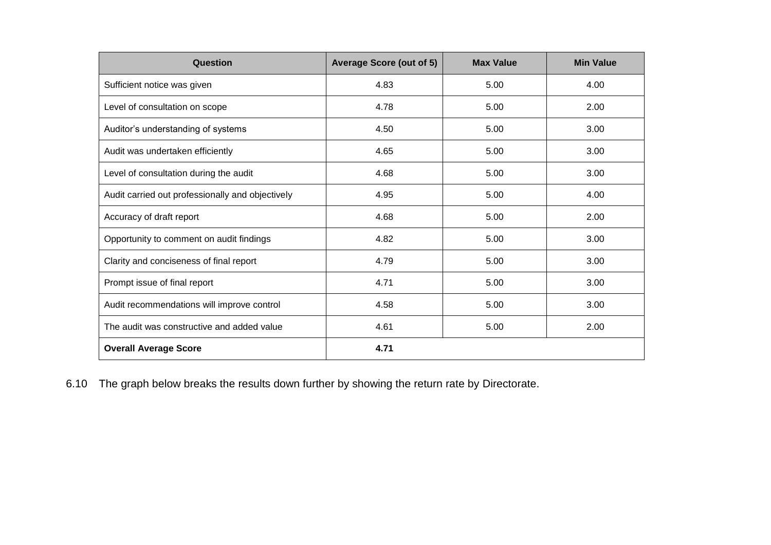| Question | Average Score (out of 5) | Max Value | Min Value |
|---|---|---|---|
| Sufficient notice was given | 4.83 | 5.00 | 4.00 |
| Level of consultation on scope | 4.78 | 5.00 | 2.00 |
| Auditor's understanding of systems | 4.50 | 5.00 | 3.00 |
| Audit was undertaken efficiently | 4.65 | 5.00 | 3.00 |
| Level of consultation during the audit | 4.68 | 5.00 | 3.00 |
| Audit carried out professionally and objectively | 4.95 | 5.00 | 4.00 |
| Accuracy of draft report | 4.68 | 5.00 | 2.00 |
| Opportunity to comment on audit findings | 4.82 | 5.00 | 3.00 |
| Clarity and conciseness of final report | 4.79 | 5.00 | 3.00 |
| Prompt issue of final report | 4.71 | 5.00 | 3.00 |
| Audit recommendations will improve control | 4.58 | 5.00 | 3.00 |
| The audit was constructive and added value | 4.61 | 5.00 | 2.00 |
| **Overall Average Score** | **4.71** | | |

6.10 The graph below breaks the results down further by showing the return rate by Directorate.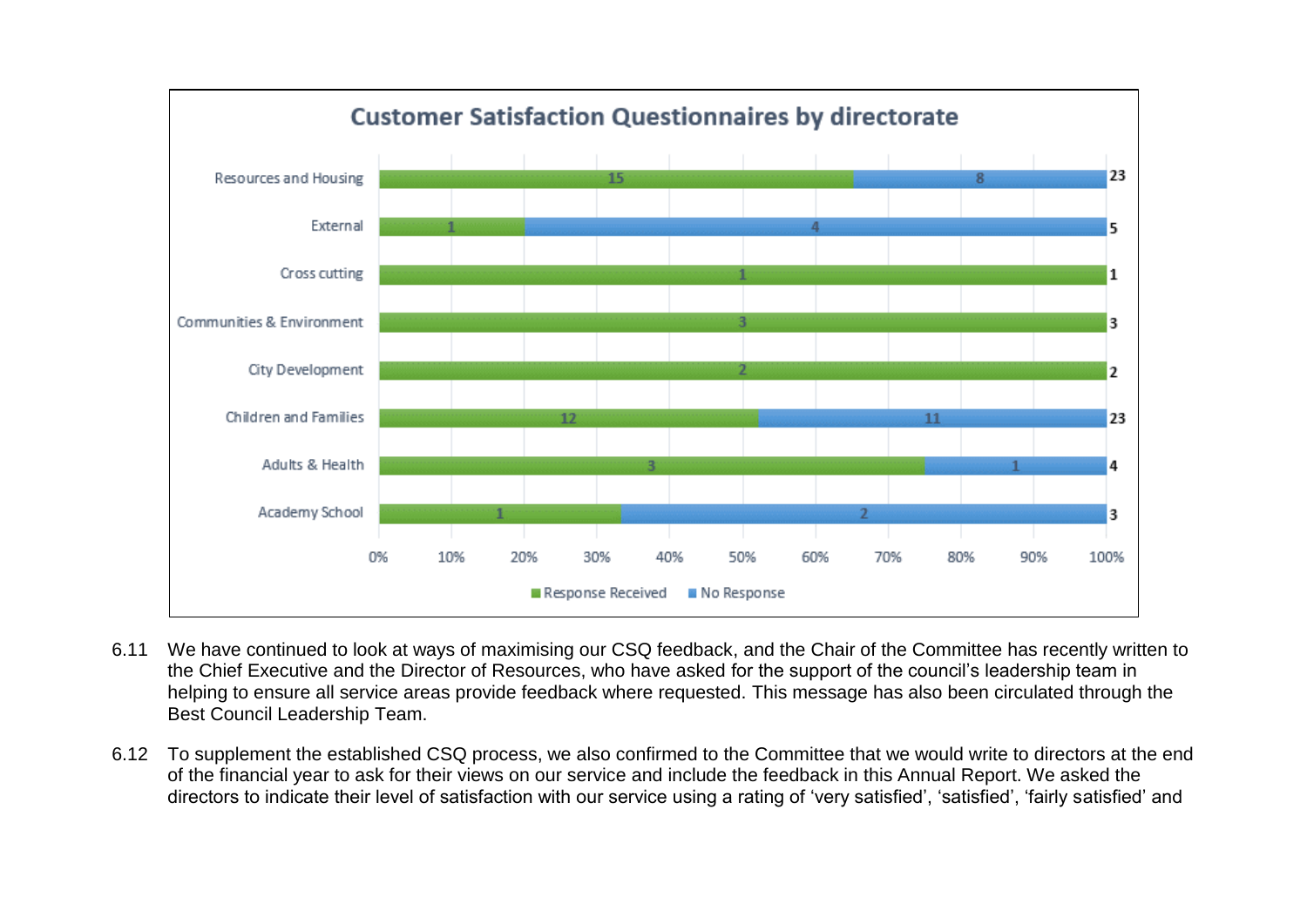**Customer Satisfaction Questionnaires by directorate**

| Directorate | Response Received | No Response | Total |
|---|---|---|---|
| Resources and Housing | 15 | 8 | 23 |
| External | 1 | 4 | 5 |
| Cross cutting | 1 | | 1 |
| Communities & Environment | 3 | | 3 |
| City Development | 2 | | 2 |
| Children and Families | 12 | 11 | 23 |
| Adults & Health | 3 | 1 | 4 |
| Academy School | 1 | 2 | 3 |

6.11 We have continued to look at ways of maximising our CSQ feedback, and the Chair of the Committee has recently written to the Chief Executive and the Director of Resources, who have asked for the support of the council's leadership team in helping to ensure all service areas provide feedback where requested. This message has also been circulated through the Best Council Leadership Team.

6.12 To supplement the established CSQ process, we also confirmed to the Committee that we would write to directors at the end of the financial year to ask for their views on our service and include the feedback in this Annual Report. We asked the directors to indicate their level of satisfaction with our service using a rating of 'very satisfied', 'satisfied', 'fairly satisfied' and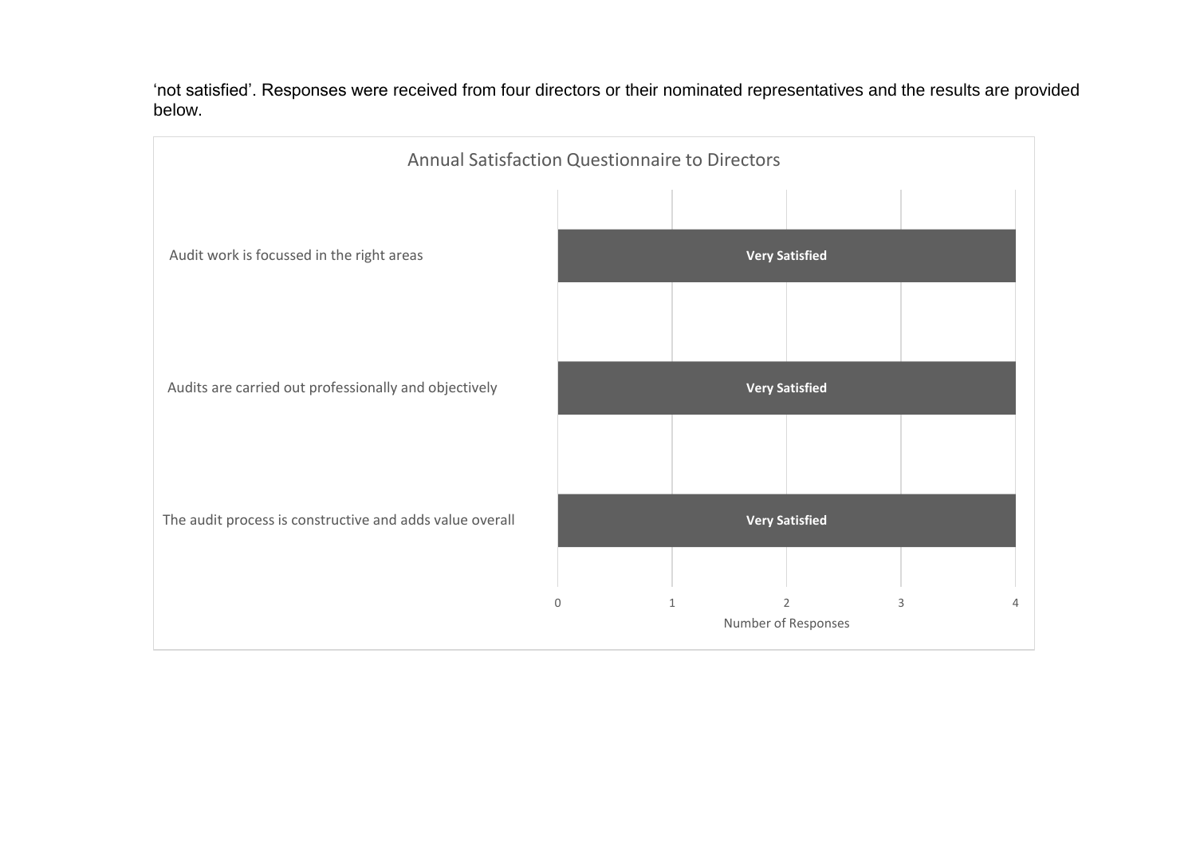'not satisfied'. Responses were received from four directors or their nominated representatives and the results are provided below.

**Annual Satisfaction Questionnaire to Directors**

| Statement | Response | Number of Responses |
|---|---|---|
| Audit work is focussed in the right areas | Very Satisfied | 4 |
| Audits are carried out professionally and objectively | Very Satisfied | 4 |
| The audit process is constructive and adds value overall | Very Satisfied | 4 |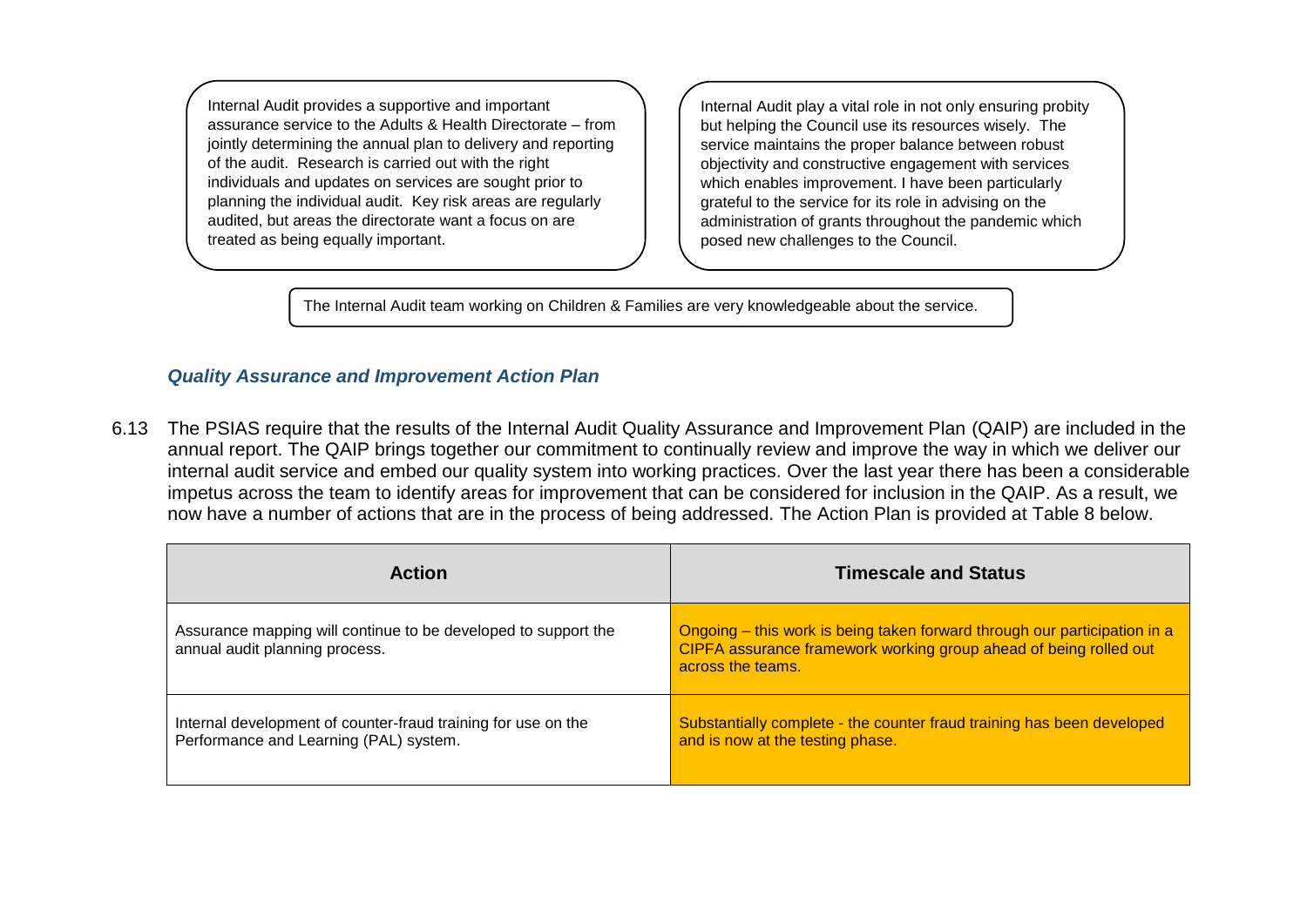Internal Audit provides a supportive and important assurance service to the Adults & Health Directorate – from jointly determining the annual plan to delivery and reporting of the audit. Research is carried out with the right individuals and updates on services are sought prior to planning the individual audit. Key risk areas are regularly audited, but areas the directorate want a focus on are treated as being equally important.

Internal Audit play a vital role in not only ensuring probity but helping the Council use its resources wisely. The service maintains the proper balance between robust objectivity and constructive engagement with services which enables improvement. I have been particularly grateful to the service for its role in advising on the administration of grants throughout the pandemic which posed new challenges to the Council.

The Internal Audit team working on Children & Families are very knowledgeable about the service.

### *Quality Assurance and Improvement Action Plan*

6.13 The PSIAS require that the results of the Internal Audit Quality Assurance and Improvement Plan (QAIP) are included in the annual report. The QAIP brings together our commitment to continually review and improve the way in which we deliver our internal audit service and embed our quality system into working practices. Over the last year there has been a considerable impetus across the team to identify areas for improvement that can be considered for inclusion in the QAIP. As a result, we now have a number of actions that are in the process of being addressed. The Action Plan is provided at Table 8 below.

| Action | Timescale and Status |
| --- | --- |
| Assurance mapping will continue to be developed to support the annual audit planning process. | Ongoing – this work is being taken forward through our participation in a CIPFA assurance framework working group ahead of being rolled out across the teams. |
| Internal development of counter-fraud training for use on the Performance and Learning (PAL) system. | Substantially complete - the counter fraud training has been developed and is now at the testing phase. |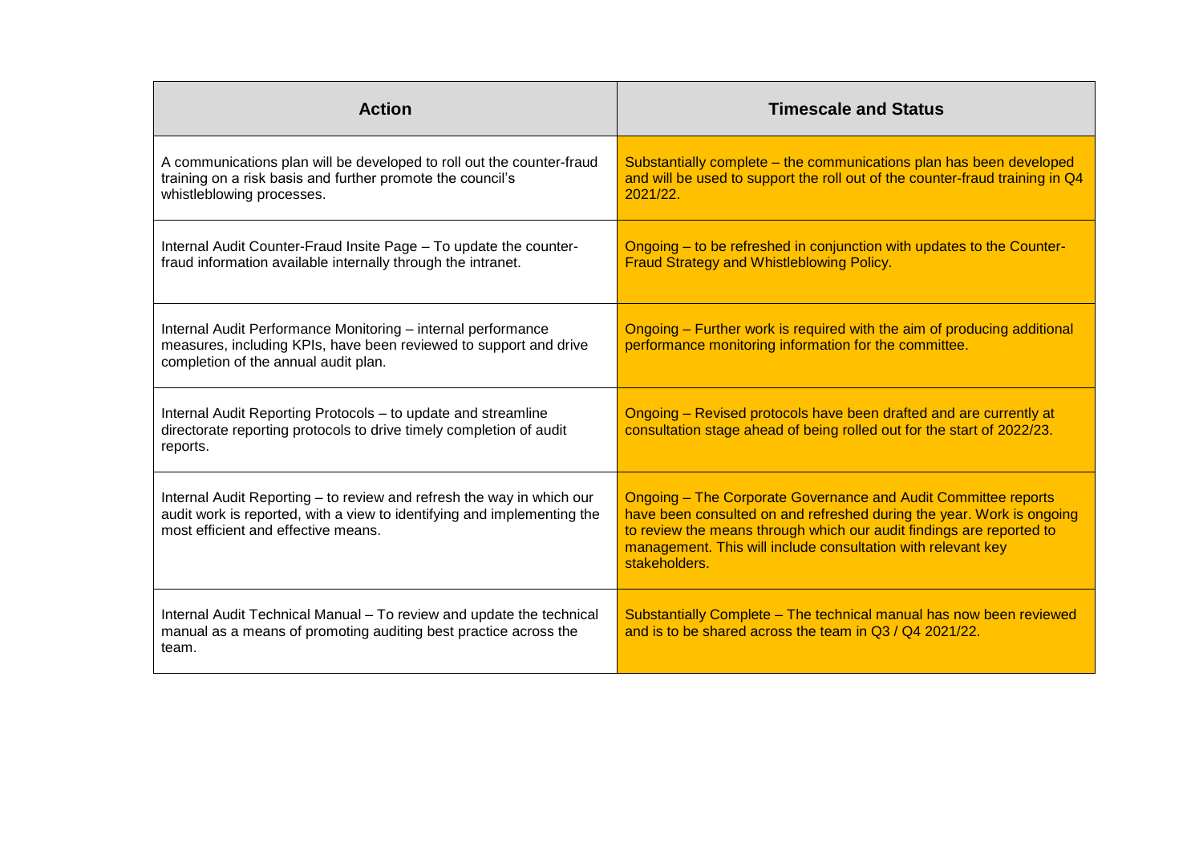| Action | Timescale and Status |
|---|---|
| A communications plan will be developed to roll out the counter-fraud training on a risk basis and further promote the council's whistleblowing processes. | Substantially complete – the communications plan has been developed and will be used to support the roll out of the counter-fraud training in Q4 2021/22. |
| Internal Audit Counter-Fraud Insite Page – To update the counter-fraud information available internally through the intranet. | Ongoing – to be refreshed in conjunction with updates to the Counter-Fraud Strategy and Whistleblowing Policy. |
| Internal Audit Performance Monitoring – internal performance measures, including KPIs, have been reviewed to support and drive completion of the annual audit plan. | Ongoing – Further work is required with the aim of producing additional performance monitoring information for the committee. |
| Internal Audit Reporting Protocols – to update and streamline directorate reporting protocols to drive timely completion of audit reports. | Ongoing – Revised protocols have been drafted and are currently at consultation stage ahead of being rolled out for the start of 2022/23. |
| Internal Audit Reporting – to review and refresh the way in which our audit work is reported, with a view to identifying and implementing the most efficient and effective means. | Ongoing – The Corporate Governance and Audit Committee reports have been consulted on and refreshed during the year. Work is ongoing to review the means through which our audit findings are reported to management. This will include consultation with relevant key stakeholders. |
| Internal Audit Technical Manual – To review and update the technical manual as a means of promoting auditing best practice across the team. | Substantially Complete – The technical manual has now been reviewed and is to be shared across the team in Q3 / Q4 2021/22. |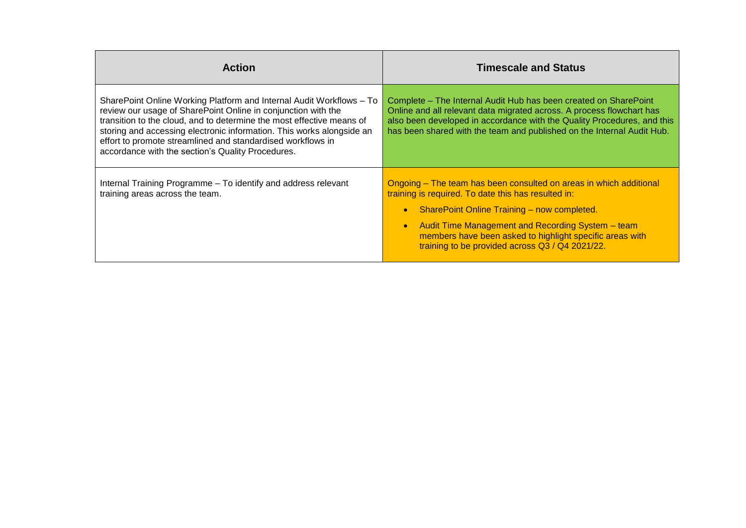| Action | Timescale and Status |
|---|---|
| SharePoint Online Working Platform and Internal Audit Workflows – To review our usage of SharePoint Online in conjunction with the transition to the cloud, and to determine the most effective means of storing and accessing electronic information. This works alongside an effort to promote streamlined and standardised workflows in accordance with the section's Quality Procedures. | Complete – The Internal Audit Hub has been created on SharePoint Online and all relevant data migrated across. A process flowchart has also been developed in accordance with the Quality Procedures, and this has been shared with the team and published on the Internal Audit Hub. |
| Internal Training Programme – To identify and address relevant training areas across the team. | Ongoing – The team has been consulted on areas in which additional training is required. To date this has resulted in:<br>• SharePoint Online Training – now completed.<br>• Audit Time Management and Recording System – team members have been asked to highlight specific areas with training to be provided across Q3 / Q4 2021/22. |